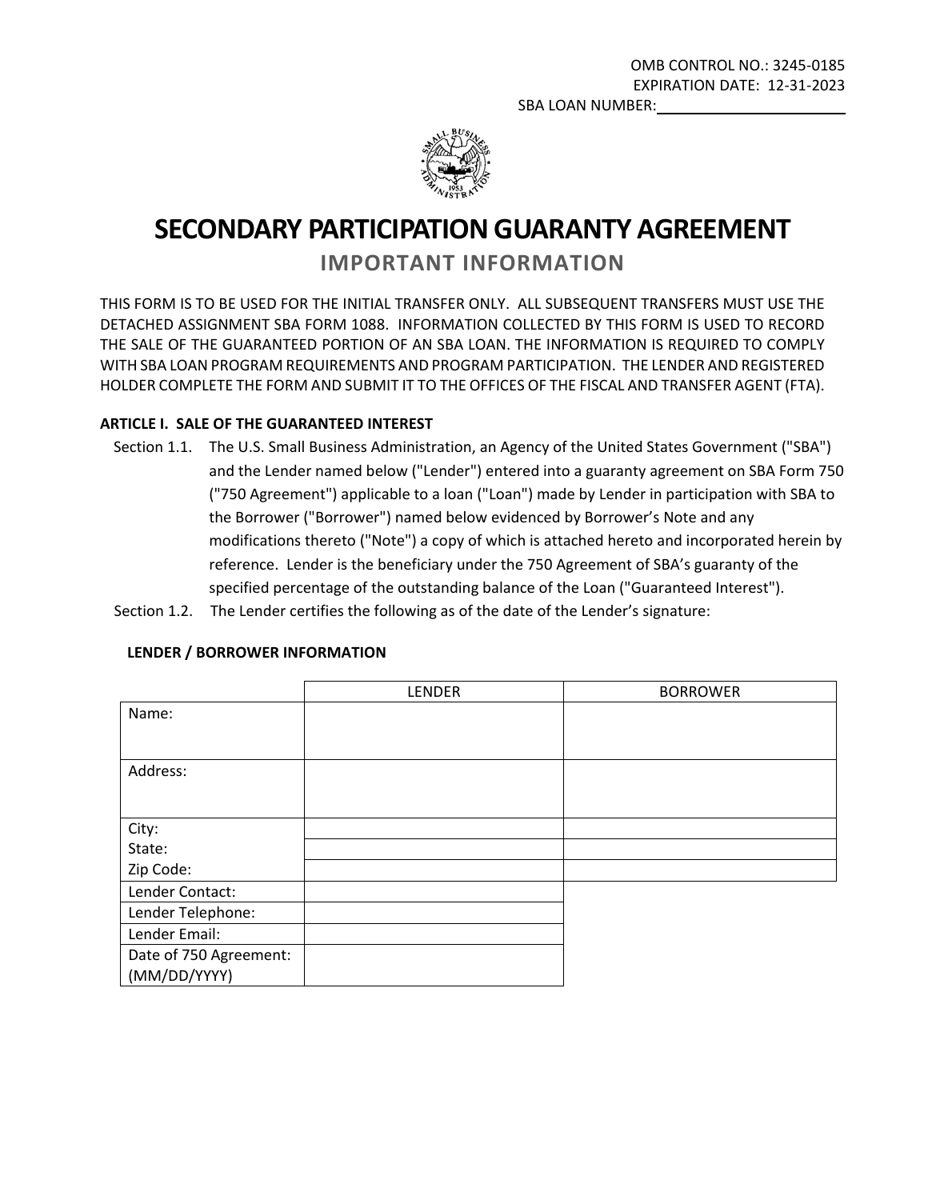OMB CONTROL NO.: 3245-0185
EXPIRATION DATE: 12-31-2023
SBA LOAN NUMBER:\_\_\_\_\_\_\_\_\_\_\_\_\_\_\_\_\_\_\_\_

# SECONDARY PARTICIPATION GUARANTY AGREEMENT

## IMPORTANT INFORMATION

THIS FORM IS TO BE USED FOR THE INITIAL TRANSFER ONLY. ALL SUBSEQUENT TRANSFERS MUST USE THE DETACHED ASSIGNMENT SBA FORM 1088. INFORMATION COLLECTED BY THIS FORM IS USED TO RECORD THE SALE OF THE GUARANTEED PORTION OF AN SBA LOAN. THE INFORMATION IS REQUIRED TO COMPLY WITH SBA LOAN PROGRAM REQUIREMENTS AND PROGRAM PARTICIPATION. THE LENDER AND REGISTERED HOLDER COMPLETE THE FORM AND SUBMIT IT TO THE OFFICES OF THE FISCAL AND TRANSFER AGENT (FTA).

**ARTICLE I. SALE OF THE GUARANTEED INTEREST**

Section 1.1. The U.S. Small Business Administration, an Agency of the United States Government ("SBA") and the Lender named below ("Lender") entered into a guaranty agreement on SBA Form 750 ("750 Agreement") applicable to a loan ("Loan") made by Lender in participation with SBA to the Borrower ("Borrower") named below evidenced by Borrower's Note and any modifications thereto ("Note") a copy of which is attached hereto and incorporated herein by reference. Lender is the beneficiary under the 750 Agreement of SBA's guaranty of the specified percentage of the outstanding balance of the Loan ("Guaranteed Interest").

Section 1.2. The Lender certifies the following as of the date of the Lender's signature:

**LENDER / BORROWER INFORMATION**

| | LENDER | BORROWER |
|---|---|---|
| Name: | | |
| Address: | | |
| City: | | |
| State: | | |
| Zip Code: | | |
| Lender Contact: | | |
| Lender Telephone: | | |
| Lender Email: | | |
| Date of 750 Agreement: (MM/DD/YYYY) | | |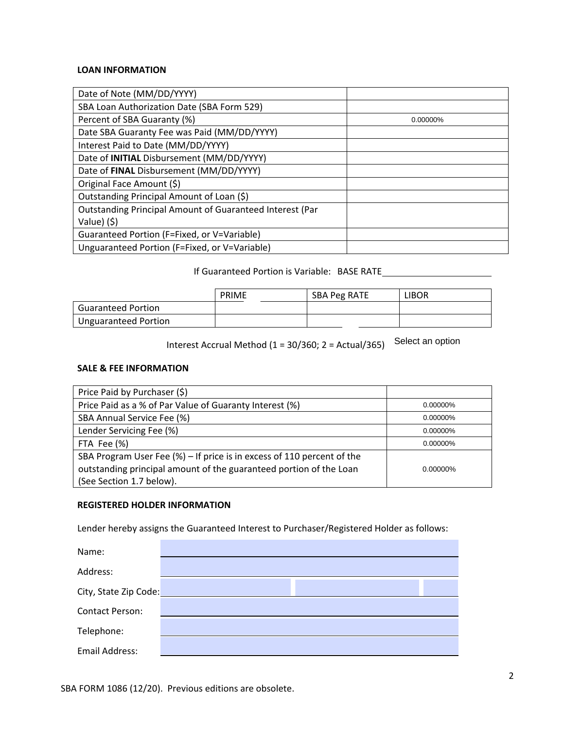**LOAN INFORMATION**

| | |
|---|---|
| Date of Note (MM/DD/YYYY) | |
| SBA Loan Authorization Date (SBA Form 529) | |
| Percent of SBA Guaranty (%) | 0.00000% |
| Date SBA Guaranty Fee was Paid (MM/DD/YYYY) | |
| Interest Paid to Date (MM/DD/YYYY) | |
| Date of **INITIAL** Disbursement (MM/DD/YYYY) | |
| Date of **FINAL** Disbursement (MM/DD/YYYY) | |
| Original Face Amount ($) | |
| Outstanding Principal Amount of Loan ($) | |
| Outstanding Principal Amount of Guaranteed Interest (Par Value) ($) | |
| Guaranteed Portion (F=Fixed, or V=Variable) | |
| Unguaranteed Portion (F=Fixed, or V=Variable) | |

If Guaranteed Portion is Variable: BASE RATE_______________

| | PRIME | SBA Peg RATE | LIBOR |
|---|---|---|---|
| Guaranteed Portion | | | |
| Unguaranteed Portion | | | |

Interest Accrual Method (1 = 30/360; 2 = Actual/365) Select an option

**SALE & FEE INFORMATION**

| | |
|---|---|
| Price Paid by Purchaser ($) | |
| Price Paid as a % of Par Value of Guaranty Interest (%) | 0.00000% |
| SBA Annual Service Fee (%) | 0.00000% |
| Lender Servicing Fee (%) | 0.00000% |
| FTA Fee (%) | 0.00000% |
| SBA Program User Fee (%) – If price is in excess of 110 percent of the outstanding principal amount of the guaranteed portion of the Loan (See Section 1.7 below). | 0.00000% |

**REGISTERED HOLDER INFORMATION**

Lender hereby assigns the Guaranteed Interest to Purchaser/Registered Holder as follows:

Name: _______________

Address: _______________

City, State Zip Code: _______________

Contact Person: _______________

Telephone: _______________

Email Address: _______________

SBA FORM 1086 (12/20). Previous editions are obsolete.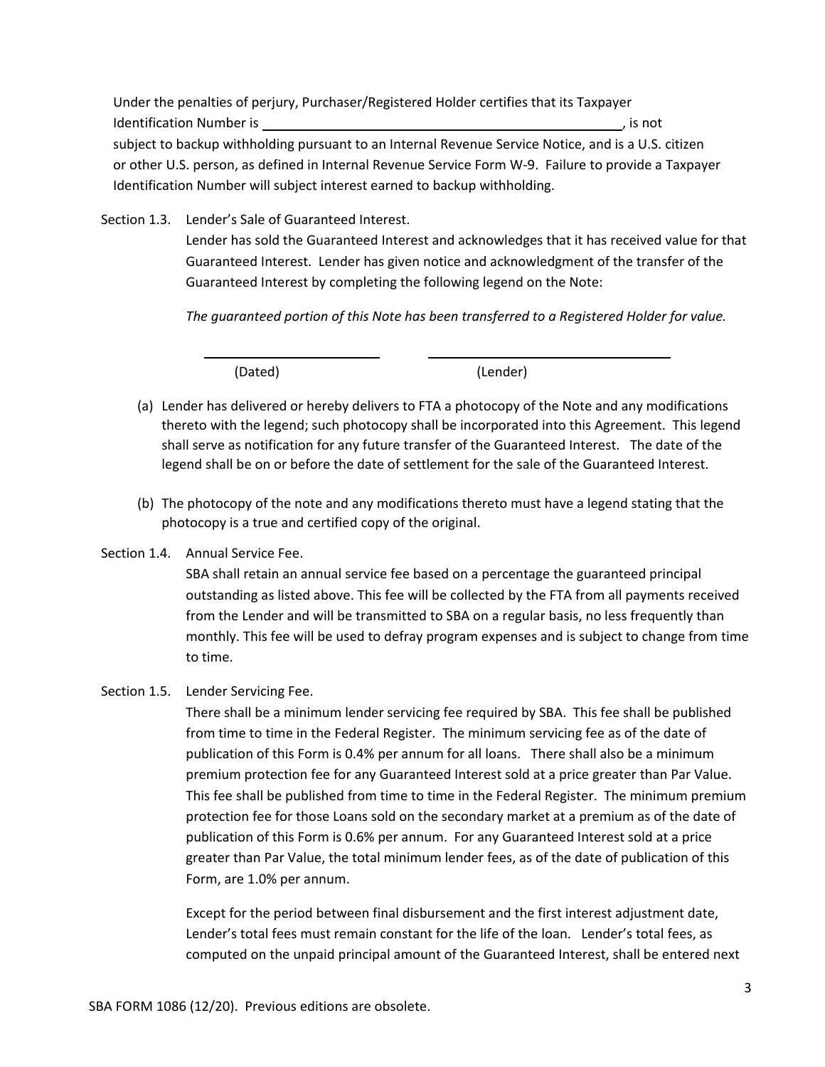Under the penalties of perjury, Purchaser/Registered Holder certifies that its Taxpayer Identification Number is ______________________________________________, is not subject to backup withholding pursuant to an Internal Revenue Service Notice, and is a U.S. citizen or other U.S. person, as defined in Internal Revenue Service Form W-9. Failure to provide a Taxpayer Identification Number will subject interest earned to backup withholding.

Section 1.3. Lender's Sale of Guaranteed Interest.

Lender has sold the Guaranteed Interest and acknowledges that it has received value for that Guaranteed Interest. Lender has given notice and acknowledgment of the transfer of the Guaranteed Interest by completing the following legend on the Note:

*The guaranteed portion of this Note has been transferred to a Registered Holder for value.*

______________________ ______________________________
(Dated) (Lender)

(a) Lender has delivered or hereby delivers to FTA a photocopy of the Note and any modifications thereto with the legend; such photocopy shall be incorporated into this Agreement. This legend shall serve as notification for any future transfer of the Guaranteed Interest. The date of the legend shall be on or before the date of settlement for the sale of the Guaranteed Interest.

(b) The photocopy of the note and any modifications thereto must have a legend stating that the photocopy is a true and certified copy of the original.

Section 1.4. Annual Service Fee.

SBA shall retain an annual service fee based on a percentage the guaranteed principal outstanding as listed above. This fee will be collected by the FTA from all payments received from the Lender and will be transmitted to SBA on a regular basis, no less frequently than monthly. This fee will be used to defray program expenses and is subject to change from time to time.

Section 1.5. Lender Servicing Fee.

There shall be a minimum lender servicing fee required by SBA. This fee shall be published from time to time in the Federal Register. The minimum servicing fee as of the date of publication of this Form is 0.4% per annum for all loans. There shall also be a minimum premium protection fee for any Guaranteed Interest sold at a price greater than Par Value. This fee shall be published from time to time in the Federal Register. The minimum premium protection fee for those Loans sold on the secondary market at a premium as of the date of publication of this Form is 0.6% per annum. For any Guaranteed Interest sold at a price greater than Par Value, the total minimum lender fees, as of the date of publication of this Form, are 1.0% per annum.

Except for the period between final disbursement and the first interest adjustment date, Lender's total fees must remain constant for the life of the loan. Lender's total fees, as computed on the unpaid principal amount of the Guaranteed Interest, shall be entered next

SBA FORM 1086 (12/20). Previous editions are obsolete.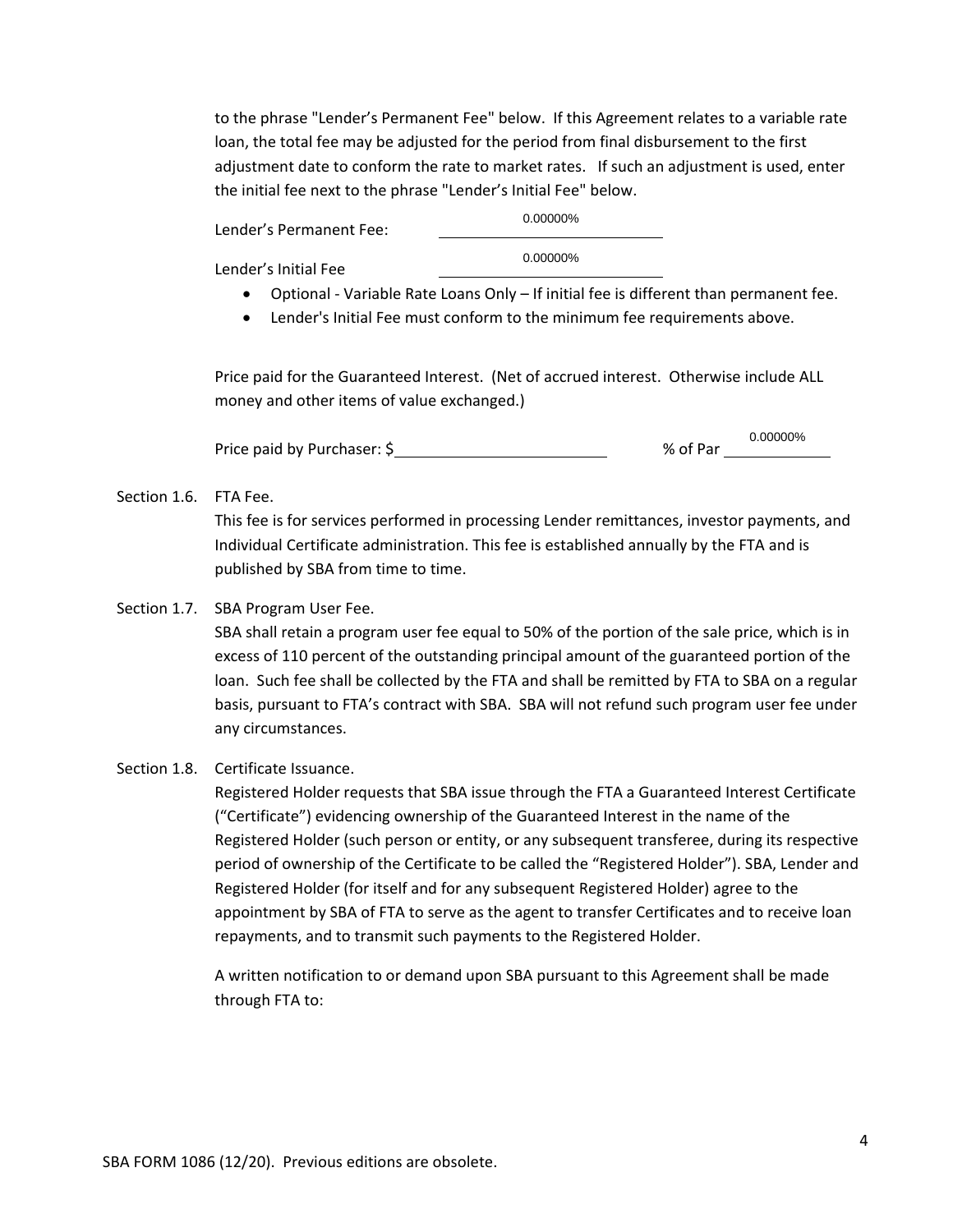to the phrase "Lender's Permanent Fee" below. If this Agreement relates to a variable rate loan, the total fee may be adjusted for the period from final disbursement to the first adjustment date to conform the rate to market rates. If such an adjustment is used, enter the initial fee next to the phrase "Lender's Initial Fee" below.

Lender's Permanent Fee: 0.00000%

Lender's Initial Fee 0.00000%

- Optional - Variable Rate Loans Only – If initial fee is different than permanent fee.
- Lender's Initial Fee must conform to the minimum fee requirements above.

Price paid for the Guaranteed Interest. (Net of accrued interest. Otherwise include ALL money and other items of value exchanged.)

Price paid by Purchaser: $\_\_\_\_\_\_\_\_\_\_\_\_\_\_\_\_\_\_\_\_ % of Par 0.00000%

Section 1.6. FTA Fee.

This fee is for services performed in processing Lender remittances, investor payments, and Individual Certificate administration. This fee is established annually by the FTA and is published by SBA from time to time.

Section 1.7. SBA Program User Fee.

SBA shall retain a program user fee equal to 50% of the portion of the sale price, which is in excess of 110 percent of the outstanding principal amount of the guaranteed portion of the loan. Such fee shall be collected by the FTA and shall be remitted by FTA to SBA on a regular basis, pursuant to FTA's contract with SBA. SBA will not refund such program user fee under any circumstances.

Section 1.8. Certificate Issuance.

Registered Holder requests that SBA issue through the FTA a Guaranteed Interest Certificate ("Certificate") evidencing ownership of the Guaranteed Interest in the name of the Registered Holder (such person or entity, or any subsequent transferee, during its respective period of ownership of the Certificate to be called the "Registered Holder"). SBA, Lender and Registered Holder (for itself and for any subsequent Registered Holder) agree to the appointment by SBA of FTA to serve as the agent to transfer Certificates and to receive loan repayments, and to transmit such payments to the Registered Holder.

A written notification to or demand upon SBA pursuant to this Agreement shall be made through FTA to:

SBA FORM 1086 (12/20). Previous editions are obsolete.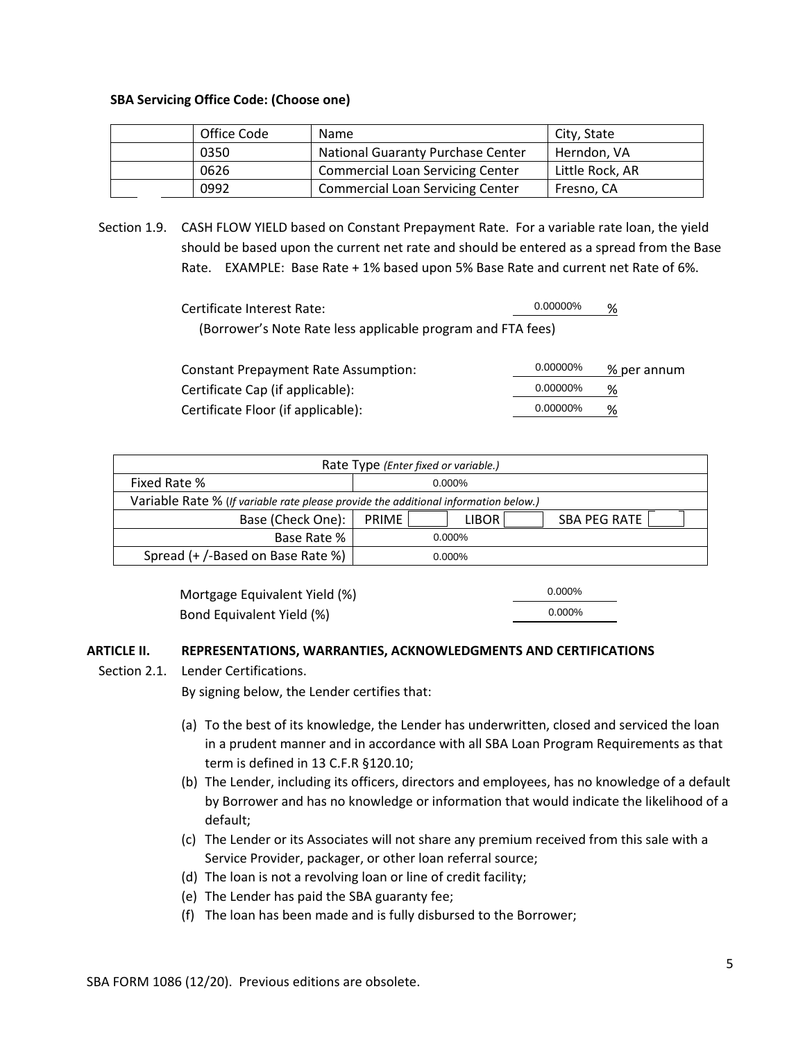**SBA Servicing Office Code: (Choose one)**

| | Office Code | Name | City, State |
|---|---|---|---|
| | 0350 | National Guaranty Purchase Center | Herndon, VA |
| | 0626 | Commercial Loan Servicing Center | Little Rock, AR |
| | 0992 | Commercial Loan Servicing Center | Fresno, CA |

Section 1.9. CASH FLOW YIELD based on Constant Prepayment Rate. For a variable rate loan, the yield should be based upon the current net rate and should be entered as a spread from the Base Rate. EXAMPLE: Base Rate + 1% based upon 5% Base Rate and current net Rate of 6%.

Certificate Interest Rate: 0.00000% %
(Borrower's Note Rate less applicable program and FTA fees)

Constant Prepayment Rate Assumption: 0.00000% % per annum
Certificate Cap (if applicable): 0.00000% %
Certificate Floor (if applicable): 0.00000% %

| Rate Type *(Enter fixed or variable.)* | | | |
|---|---|---|---|
| Fixed Rate % | 0.000% | | |
| Variable Rate % (*If variable rate please provide the additional information below.*) | | | |
| Base (Check One): | PRIME | LIBOR | SBA PEG RATE |
| Base Rate % | 0.000% | | |
| Spread (+ /-Based on Base Rate %) | 0.000% | | |

Mortgage Equivalent Yield (%) 0.000%
Bond Equivalent Yield (%) 0.000%

## ARTICLE II. REPRESENTATIONS, WARRANTIES, ACKNOWLEDGMENTS AND CERTIFICATIONS

Section 2.1. Lender Certifications.

By signing below, the Lender certifies that:

(a) To the best of its knowledge, the Lender has underwritten, closed and serviced the loan in a prudent manner and in accordance with all SBA Loan Program Requirements as that term is defined in 13 C.F.R §120.10;
(b) The Lender, including its officers, directors and employees, has no knowledge of a default by Borrower and has no knowledge or information that would indicate the likelihood of a default;
(c) The Lender or its Associates will not share any premium received from this sale with a Service Provider, packager, or other loan referral source;
(d) The loan is not a revolving loan or line of credit facility;
(e) The Lender has paid the SBA guaranty fee;
(f) The loan has been made and is fully disbursed to the Borrower;

SBA FORM 1086 (12/20). Previous editions are obsolete.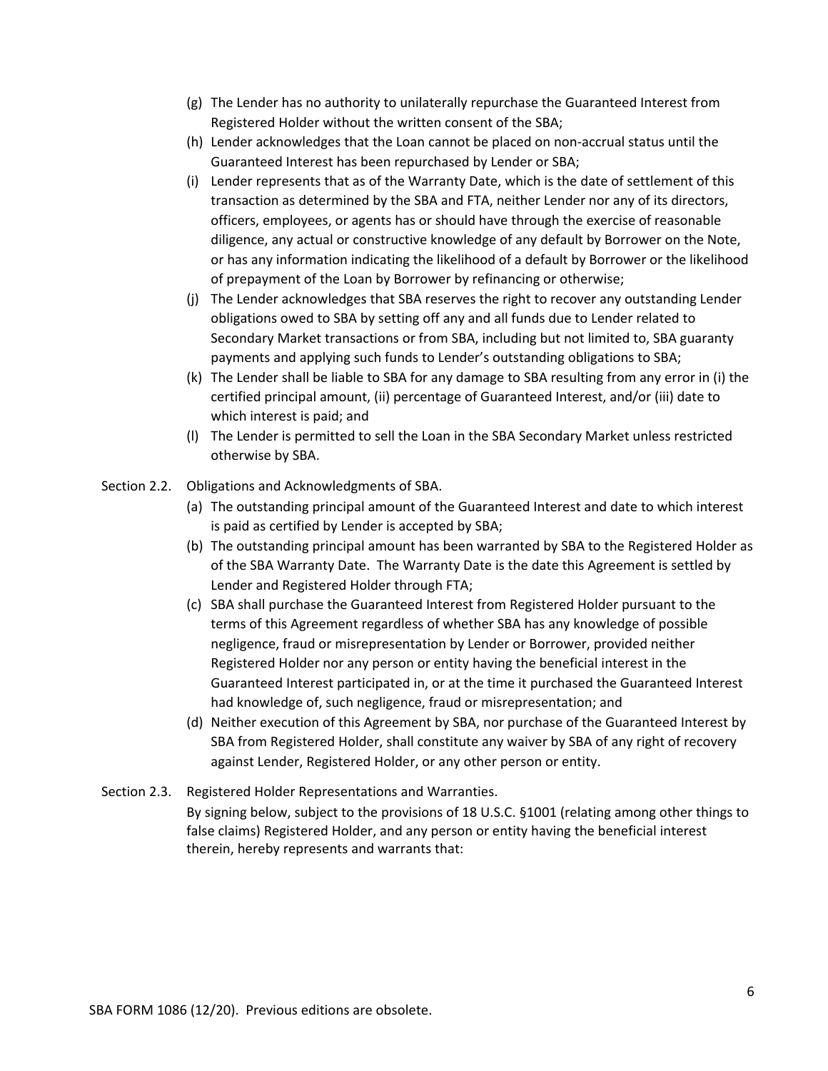(g) The Lender has no authority to unilaterally repurchase the Guaranteed Interest from Registered Holder without the written consent of the SBA;

(h) Lender acknowledges that the Loan cannot be placed on non-accrual status until the Guaranteed Interest has been repurchased by Lender or SBA;

(i) Lender represents that as of the Warranty Date, which is the date of settlement of this transaction as determined by the SBA and FTA, neither Lender nor any of its directors, officers, employees, or agents has or should have through the exercise of reasonable diligence, any actual or constructive knowledge of any default by Borrower on the Note, or has any information indicating the likelihood of a default by Borrower or the likelihood of prepayment of the Loan by Borrower by refinancing or otherwise;

(j) The Lender acknowledges that SBA reserves the right to recover any outstanding Lender obligations owed to SBA by setting off any and all funds due to Lender related to Secondary Market transactions or from SBA, including but not limited to, SBA guaranty payments and applying such funds to Lender's outstanding obligations to SBA;

(k) The Lender shall be liable to SBA for any damage to SBA resulting from any error in (i) the certified principal amount, (ii) percentage of Guaranteed Interest, and/or (iii) date to which interest is paid; and

(l) The Lender is permitted to sell the Loan in the SBA Secondary Market unless restricted otherwise by SBA.

Section 2.2. Obligations and Acknowledgments of SBA.

(a) The outstanding principal amount of the Guaranteed Interest and date to which interest is paid as certified by Lender is accepted by SBA;

(b) The outstanding principal amount has been warranted by SBA to the Registered Holder as of the SBA Warranty Date. The Warranty Date is the date this Agreement is settled by Lender and Registered Holder through FTA;

(c) SBA shall purchase the Guaranteed Interest from Registered Holder pursuant to the terms of this Agreement regardless of whether SBA has any knowledge of possible negligence, fraud or misrepresentation by Lender or Borrower, provided neither Registered Holder nor any person or entity having the beneficial interest in the Guaranteed Interest participated in, or at the time it purchased the Guaranteed Interest had knowledge of, such negligence, fraud or misrepresentation; and

(d) Neither execution of this Agreement by SBA, nor purchase of the Guaranteed Interest by SBA from Registered Holder, shall constitute any waiver by SBA of any right of recovery against Lender, Registered Holder, or any other person or entity.

Section 2.3. Registered Holder Representations and Warranties.

By signing below, subject to the provisions of 18 U.S.C. §1001 (relating among other things to false claims) Registered Holder, and any person or entity having the beneficial interest therein, hereby represents and warrants that: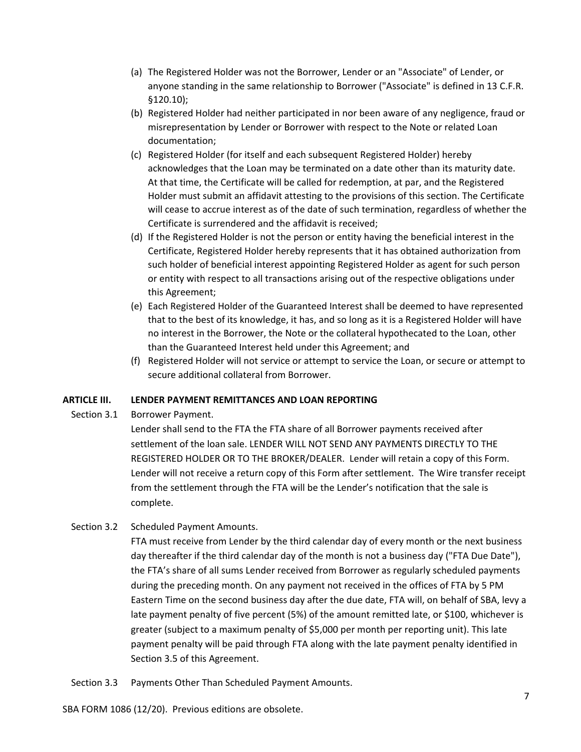(a) The Registered Holder was not the Borrower, Lender or an "Associate" of Lender, or anyone standing in the same relationship to Borrower ("Associate" is defined in 13 C.F.R. §120.10);

(b) Registered Holder had neither participated in nor been aware of any negligence, fraud or misrepresentation by Lender or Borrower with respect to the Note or related Loan documentation;

(c) Registered Holder (for itself and each subsequent Registered Holder) hereby acknowledges that the Loan may be terminated on a date other than its maturity date. At that time, the Certificate will be called for redemption, at par, and the Registered Holder must submit an affidavit attesting to the provisions of this section. The Certificate will cease to accrue interest as of the date of such termination, regardless of whether the Certificate is surrendered and the affidavit is received;

(d) If the Registered Holder is not the person or entity having the beneficial interest in the Certificate, Registered Holder hereby represents that it has obtained authorization from such holder of beneficial interest appointing Registered Holder as agent for such person or entity with respect to all transactions arising out of the respective obligations under this Agreement;

(e) Each Registered Holder of the Guaranteed Interest shall be deemed to have represented that to the best of its knowledge, it has, and so long as it is a Registered Holder will have no interest in the Borrower, the Note or the collateral hypothecated to the Loan, other than the Guaranteed Interest held under this Agreement; and

(f) Registered Holder will not service or attempt to service the Loan, or secure or attempt to secure additional collateral from Borrower.

**ARTICLE III. LENDER PAYMENT REMITTANCES AND LOAN REPORTING**

Section 3.1 Borrower Payment.

Lender shall send to the FTA the FTA share of all Borrower payments received after settlement of the loan sale. LENDER WILL NOT SEND ANY PAYMENTS DIRECTLY TO THE REGISTERED HOLDER OR TO THE BROKER/DEALER. Lender will retain a copy of this Form. Lender will not receive a return copy of this Form after settlement. The Wire transfer receipt from the settlement through the FTA will be the Lender's notification that the sale is complete.

Section 3.2 Scheduled Payment Amounts.

FTA must receive from Lender by the third calendar day of every month or the next business day thereafter if the third calendar day of the month is not a business day ("FTA Due Date"), the FTA's share of all sums Lender received from Borrower as regularly scheduled payments during the preceding month. On any payment not received in the offices of FTA by 5 PM Eastern Time on the second business day after the due date, FTA will, on behalf of SBA, levy a late payment penalty of five percent (5%) of the amount remitted late, or $100, whichever is greater (subject to a maximum penalty of $5,000 per month per reporting unit). This late payment penalty will be paid through FTA along with the late payment penalty identified in Section 3.5 of this Agreement.

Section 3.3 Payments Other Than Scheduled Payment Amounts.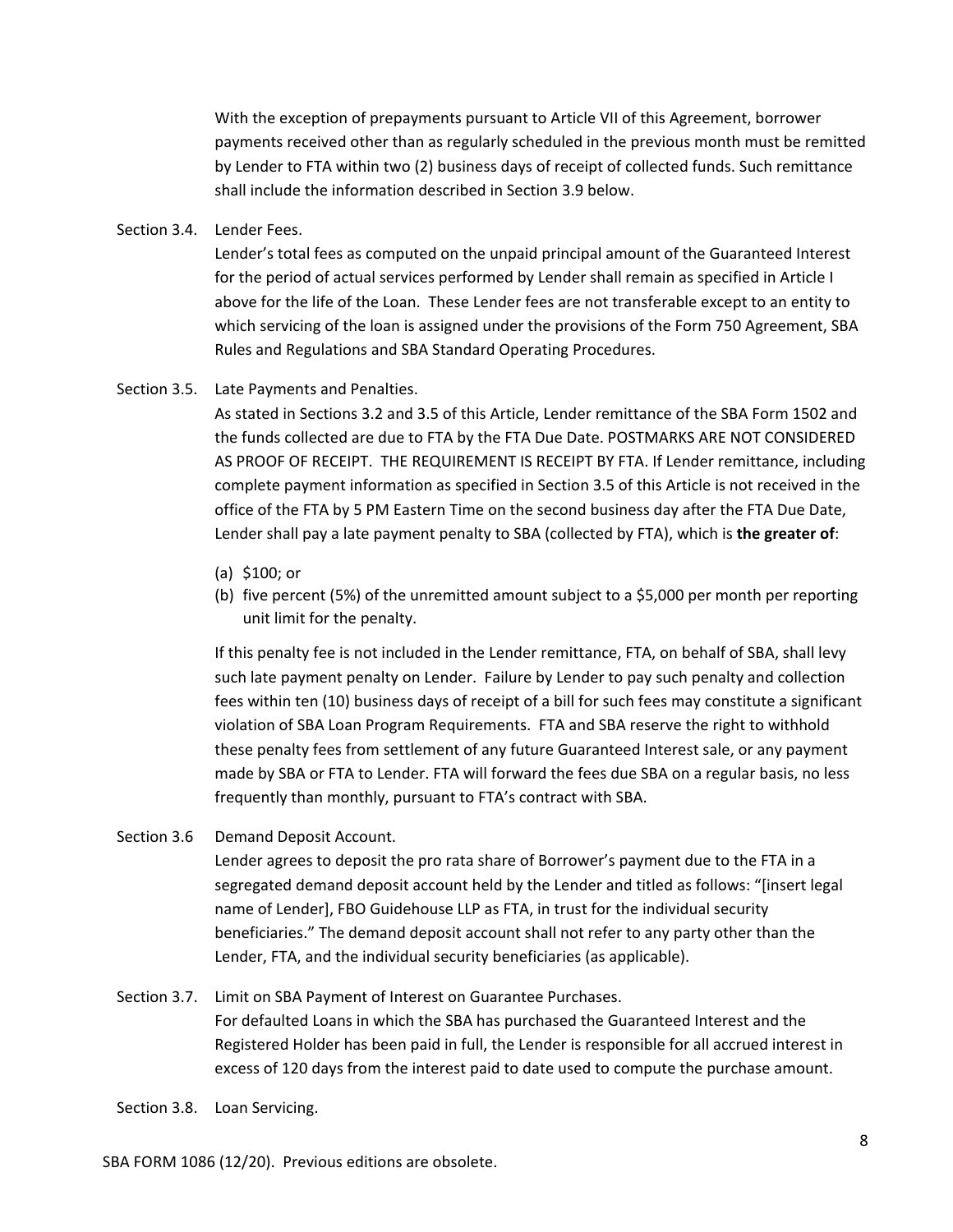With the exception of prepayments pursuant to Article VII of this Agreement, borrower payments received other than as regularly scheduled in the previous month must be remitted by Lender to FTA within two (2) business days of receipt of collected funds. Such remittance shall include the information described in Section 3.9 below.

Section 3.4. Lender Fees.

Lender's total fees as computed on the unpaid principal amount of the Guaranteed Interest for the period of actual services performed by Lender shall remain as specified in Article I above for the life of the Loan. These Lender fees are not transferable except to an entity to which servicing of the loan is assigned under the provisions of the Form 750 Agreement, SBA Rules and Regulations and SBA Standard Operating Procedures.

Section 3.5. Late Payments and Penalties.

As stated in Sections 3.2 and 3.5 of this Article, Lender remittance of the SBA Form 1502 and the funds collected are due to FTA by the FTA Due Date. POSTMARKS ARE NOT CONSIDERED AS PROOF OF RECEIPT. THE REQUIREMENT IS RECEIPT BY FTA. If Lender remittance, including complete payment information as specified in Section 3.5 of this Article is not received in the office of the FTA by 5 PM Eastern Time on the second business day after the FTA Due Date, Lender shall pay a late payment penalty to SBA (collected by FTA), which is **the greater of**:

(a) $100; or

(b) five percent (5%) of the unremitted amount subject to a $5,000 per month per reporting unit limit for the penalty.

If this penalty fee is not included in the Lender remittance, FTA, on behalf of SBA, shall levy such late payment penalty on Lender. Failure by Lender to pay such penalty and collection fees within ten (10) business days of receipt of a bill for such fees may constitute a significant violation of SBA Loan Program Requirements. FTA and SBA reserve the right to withhold these penalty fees from settlement of any future Guaranteed Interest sale, or any payment made by SBA or FTA to Lender. FTA will forward the fees due SBA on a regular basis, no less frequently than monthly, pursuant to FTA's contract with SBA.

Section 3.6 Demand Deposit Account.

Lender agrees to deposit the pro rata share of Borrower's payment due to the FTA in a segregated demand deposit account held by the Lender and titled as follows: "[insert legal name of Lender], FBO Guidehouse LLP as FTA, in trust for the individual security beneficiaries." The demand deposit account shall not refer to any party other than the Lender, FTA, and the individual security beneficiaries (as applicable).

Section 3.7. Limit on SBA Payment of Interest on Guarantee Purchases.

For defaulted Loans in which the SBA has purchased the Guaranteed Interest and the Registered Holder has been paid in full, the Lender is responsible for all accrued interest in excess of 120 days from the interest paid to date used to compute the purchase amount.

Section 3.8. Loan Servicing.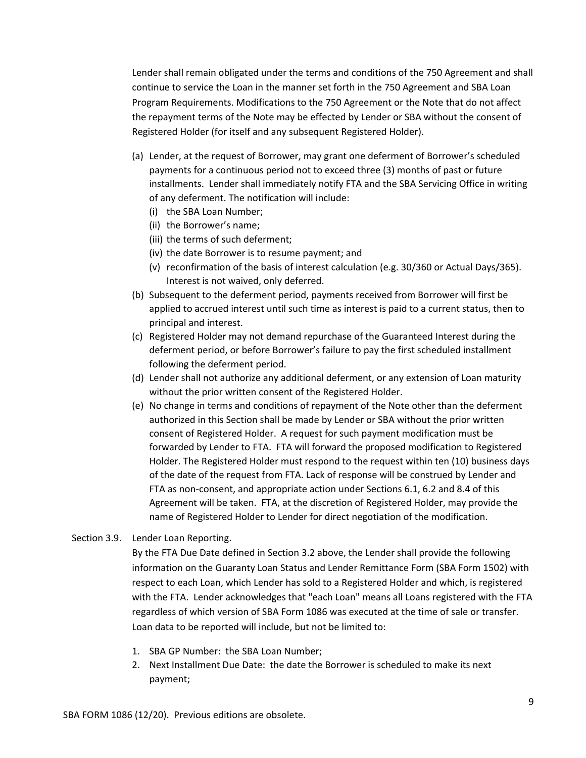Lender shall remain obligated under the terms and conditions of the 750 Agreement and shall continue to service the Loan in the manner set forth in the 750 Agreement and SBA Loan Program Requirements. Modifications to the 750 Agreement or the Note that do not affect the repayment terms of the Note may be effected by Lender or SBA without the consent of Registered Holder (for itself and any subsequent Registered Holder).

(a) Lender, at the request of Borrower, may grant one deferment of Borrower's scheduled payments for a continuous period not to exceed three (3) months of past or future installments. Lender shall immediately notify FTA and the SBA Servicing Office in writing of any deferment. The notification will include:
   (i) the SBA Loan Number;
   (ii) the Borrower's name;
   (iii) the terms of such deferment;
   (iv) the date Borrower is to resume payment; and
   (v) reconfirmation of the basis of interest calculation (e.g. 30/360 or Actual Days/365). Interest is not waived, only deferred.

(b) Subsequent to the deferment period, payments received from Borrower will first be applied to accrued interest until such time as interest is paid to a current status, then to principal and interest.

(c) Registered Holder may not demand repurchase of the Guaranteed Interest during the deferment period, or before Borrower's failure to pay the first scheduled installment following the deferment period.

(d) Lender shall not authorize any additional deferment, or any extension of Loan maturity without the prior written consent of the Registered Holder.

(e) No change in terms and conditions of repayment of the Note other than the deferment authorized in this Section shall be made by Lender or SBA without the prior written consent of Registered Holder. A request for such payment modification must be forwarded by Lender to FTA. FTA will forward the proposed modification to Registered Holder. The Registered Holder must respond to the request within ten (10) business days of the date of the request from FTA. Lack of response will be construed by Lender and FTA as non-consent, and appropriate action under Sections 6.1, 6.2 and 8.4 of this Agreement will be taken. FTA, at the discretion of Registered Holder, may provide the name of Registered Holder to Lender for direct negotiation of the modification.

Section 3.9. Lender Loan Reporting.

By the FTA Due Date defined in Section 3.2 above, the Lender shall provide the following information on the Guaranty Loan Status and Lender Remittance Form (SBA Form 1502) with respect to each Loan, which Lender has sold to a Registered Holder and which, is registered with the FTA. Lender acknowledges that "each Loan" means all Loans registered with the FTA regardless of which version of SBA Form 1086 was executed at the time of sale or transfer. Loan data to be reported will include, but not be limited to:

1. SBA GP Number: the SBA Loan Number;
2. Next Installment Due Date: the date the Borrower is scheduled to make its next payment;

SBA FORM 1086 (12/20). Previous editions are obsolete.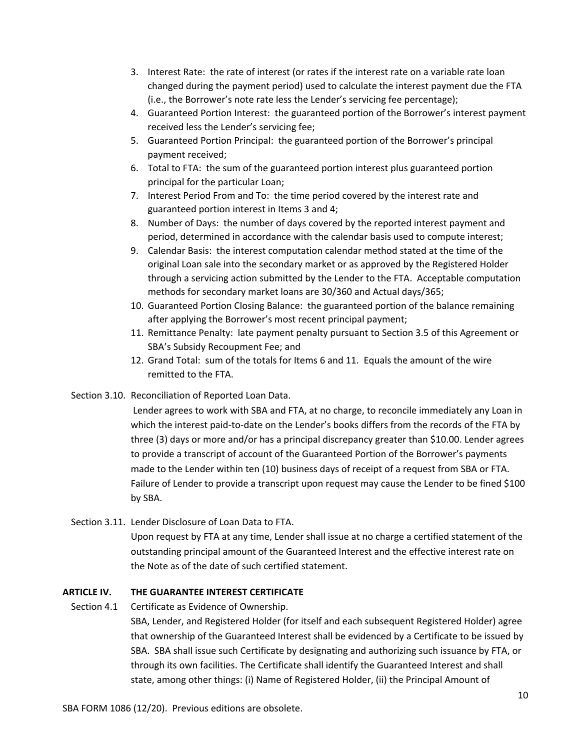3. Interest Rate: the rate of interest (or rates if the interest rate on a variable rate loan changed during the payment period) used to calculate the interest payment due the FTA (i.e., the Borrower's note rate less the Lender's servicing fee percentage);
4. Guaranteed Portion Interest: the guaranteed portion of the Borrower's interest payment received less the Lender's servicing fee;
5. Guaranteed Portion Principal: the guaranteed portion of the Borrower's principal payment received;
6. Total to FTA: the sum of the guaranteed portion interest plus guaranteed portion principal for the particular Loan;
7. Interest Period From and To: the time period covered by the interest rate and guaranteed portion interest in Items 3 and 4;
8. Number of Days: the number of days covered by the reported interest payment and period, determined in accordance with the calendar basis used to compute interest;
9. Calendar Basis: the interest computation calendar method stated at the time of the original Loan sale into the secondary market or as approved by the Registered Holder through a servicing action submitted by the Lender to the FTA. Acceptable computation methods for secondary market loans are 30/360 and Actual days/365;
10. Guaranteed Portion Closing Balance: the guaranteed portion of the balance remaining after applying the Borrower's most recent principal payment;
11. Remittance Penalty: late payment penalty pursuant to Section 3.5 of this Agreement or SBA's Subsidy Recoupment Fee; and
12. Grand Total: sum of the totals for Items 6 and 11. Equals the amount of the wire remitted to the FTA.

Section 3.10. Reconciliation of Reported Loan Data.

Lender agrees to work with SBA and FTA, at no charge, to reconcile immediately any Loan in which the interest paid-to-date on the Lender's books differs from the records of the FTA by three (3) days or more and/or has a principal discrepancy greater than $10.00. Lender agrees to provide a transcript of account of the Guaranteed Portion of the Borrower's payments made to the Lender within ten (10) business days of receipt of a request from SBA or FTA. Failure of Lender to provide a transcript upon request may cause the Lender to be fined $100 by SBA.

Section 3.11. Lender Disclosure of Loan Data to FTA.

Upon request by FTA at any time, Lender shall issue at no charge a certified statement of the outstanding principal amount of the Guaranteed Interest and the effective interest rate on the Note as of the date of such certified statement.

## ARTICLE IV. THE GUARANTEE INTEREST CERTIFICATE

Section 4.1 Certificate as Evidence of Ownership.

SBA, Lender, and Registered Holder (for itself and each subsequent Registered Holder) agree that ownership of the Guaranteed Interest shall be evidenced by a Certificate to be issued by SBA. SBA shall issue such Certificate by designating and authorizing such issuance by FTA, or through its own facilities. The Certificate shall identify the Guaranteed Interest and shall state, among other things: (i) Name of Registered Holder, (ii) the Principal Amount of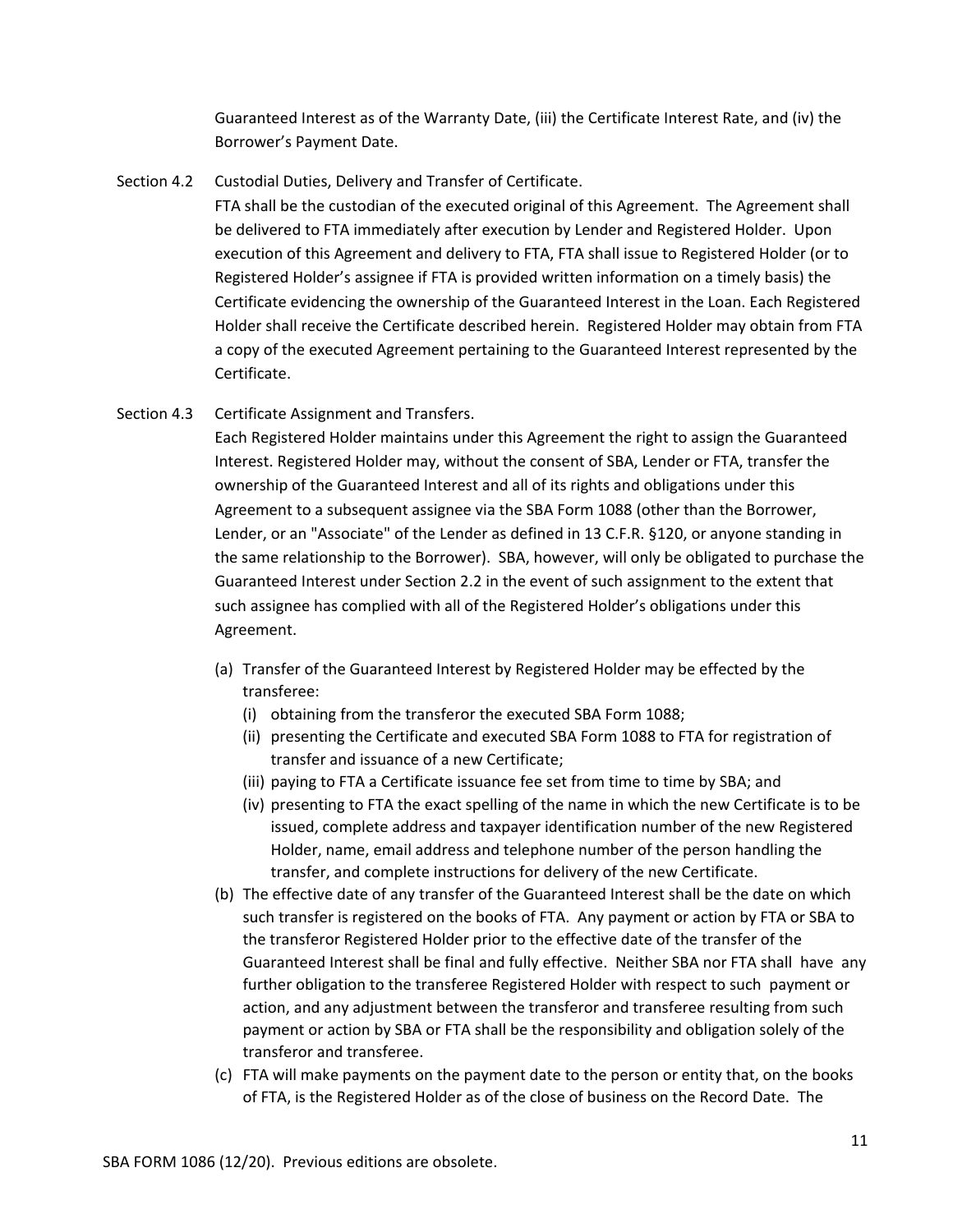Guaranteed Interest as of the Warranty Date, (iii) the Certificate Interest Rate, and (iv) the Borrower's Payment Date.

Section 4.2 Custodial Duties, Delivery and Transfer of Certificate.

FTA shall be the custodian of the executed original of this Agreement. The Agreement shall be delivered to FTA immediately after execution by Lender and Registered Holder. Upon execution of this Agreement and delivery to FTA, FTA shall issue to Registered Holder (or to Registered Holder's assignee if FTA is provided written information on a timely basis) the Certificate evidencing the ownership of the Guaranteed Interest in the Loan. Each Registered Holder shall receive the Certificate described herein. Registered Holder may obtain from FTA a copy of the executed Agreement pertaining to the Guaranteed Interest represented by the Certificate.

Section 4.3 Certificate Assignment and Transfers.

Each Registered Holder maintains under this Agreement the right to assign the Guaranteed Interest. Registered Holder may, without the consent of SBA, Lender or FTA, transfer the ownership of the Guaranteed Interest and all of its rights and obligations under this Agreement to a subsequent assignee via the SBA Form 1088 (other than the Borrower, Lender, or an "Associate" of the Lender as defined in 13 C.F.R. §120, or anyone standing in the same relationship to the Borrower). SBA, however, will only be obligated to purchase the Guaranteed Interest under Section 2.2 in the event of such assignment to the extent that such assignee has complied with all of the Registered Holder's obligations under this Agreement.

(a) Transfer of the Guaranteed Interest by Registered Holder may be effected by the transferee:
   (i) obtaining from the transferor the executed SBA Form 1088;
   (ii) presenting the Certificate and executed SBA Form 1088 to FTA for registration of transfer and issuance of a new Certificate;
   (iii) paying to FTA a Certificate issuance fee set from time to time by SBA; and
   (iv) presenting to FTA the exact spelling of the name in which the new Certificate is to be issued, complete address and taxpayer identification number of the new Registered Holder, name, email address and telephone number of the person handling the transfer, and complete instructions for delivery of the new Certificate.

(b) The effective date of any transfer of the Guaranteed Interest shall be the date on which such transfer is registered on the books of FTA. Any payment or action by FTA or SBA to the transferor Registered Holder prior to the effective date of the transfer of the Guaranteed Interest shall be final and fully effective. Neither SBA nor FTA shall have any further obligation to the transferee Registered Holder with respect to such payment or action, and any adjustment between the transferor and transferee resulting from such payment or action by SBA or FTA shall be the responsibility and obligation solely of the transferor and transferee.

(c) FTA will make payments on the payment date to the person or entity that, on the books of FTA, is the Registered Holder as of the close of business on the Record Date. The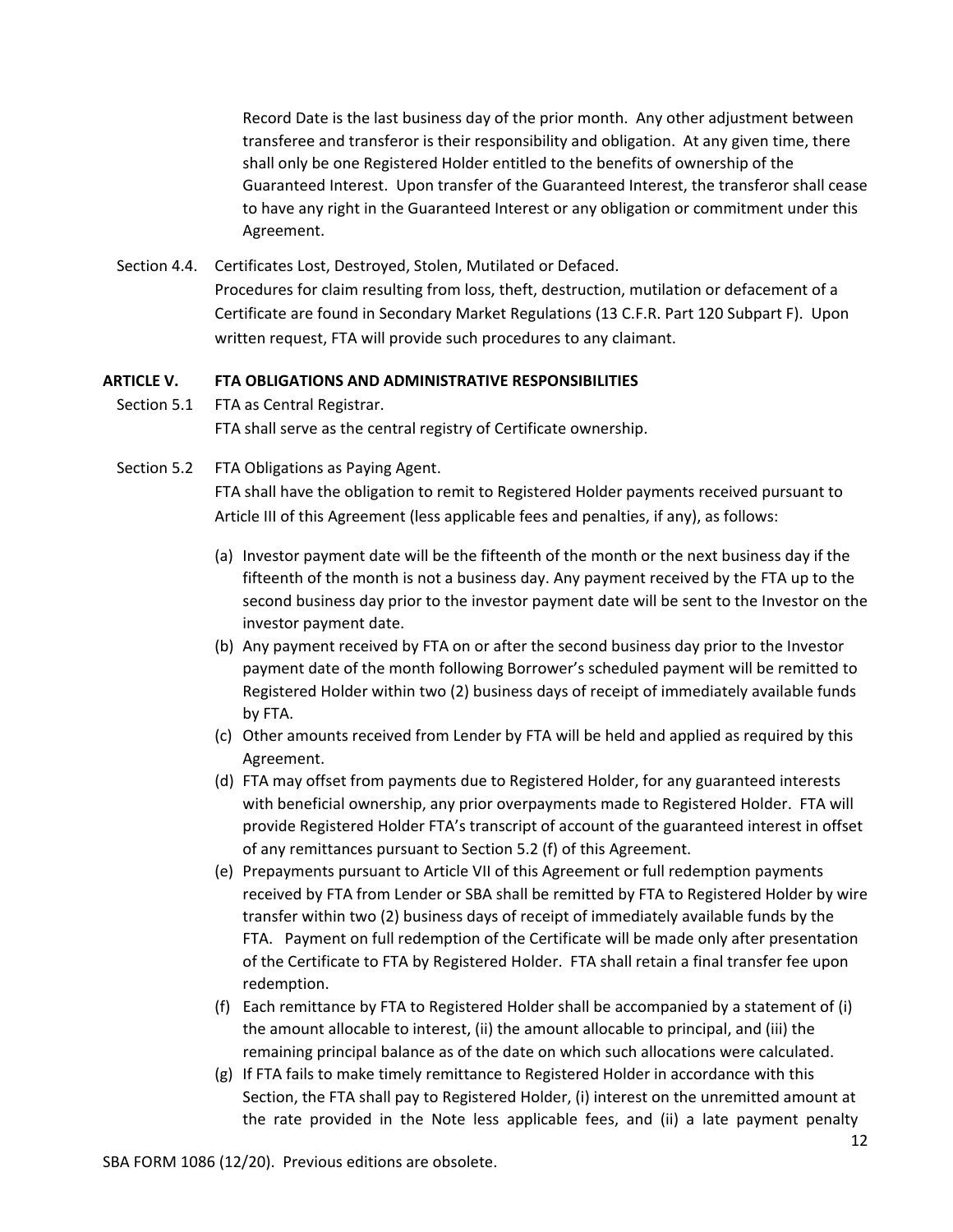Record Date is the last business day of the prior month. Any other adjustment between transferee and transferor is their responsibility and obligation. At any given time, there shall only be one Registered Holder entitled to the benefits of ownership of the Guaranteed Interest. Upon transfer of the Guaranteed Interest, the transferor shall cease to have any right in the Guaranteed Interest or any obligation or commitment under this Agreement.

Section 4.4. Certificates Lost, Destroyed, Stolen, Mutilated or Defaced.
Procedures for claim resulting from loss, theft, destruction, mutilation or defacement of a Certificate are found in Secondary Market Regulations (13 C.F.R. Part 120 Subpart F). Upon written request, FTA will provide such procedures to any claimant.

## ARTICLE V. FTA OBLIGATIONS AND ADMINISTRATIVE RESPONSIBILITIES

Section 5.1 FTA as Central Registrar.
FTA shall serve as the central registry of Certificate ownership.

Section 5.2 FTA Obligations as Paying Agent.
FTA shall have the obligation to remit to Registered Holder payments received pursuant to Article III of this Agreement (less applicable fees and penalties, if any), as follows:

(a) Investor payment date will be the fifteenth of the month or the next business day if the fifteenth of the month is not a business day. Any payment received by the FTA up to the second business day prior to the investor payment date will be sent to the Investor on the investor payment date.

(b) Any payment received by FTA on or after the second business day prior to the Investor payment date of the month following Borrower's scheduled payment will be remitted to Registered Holder within two (2) business days of receipt of immediately available funds by FTA.

(c) Other amounts received from Lender by FTA will be held and applied as required by this Agreement.

(d) FTA may offset from payments due to Registered Holder, for any guaranteed interests with beneficial ownership, any prior overpayments made to Registered Holder. FTA will provide Registered Holder FTA's transcript of account of the guaranteed interest in offset of any remittances pursuant to Section 5.2 (f) of this Agreement.

(e) Prepayments pursuant to Article VII of this Agreement or full redemption payments received by FTA from Lender or SBA shall be remitted by FTA to Registered Holder by wire transfer within two (2) business days of receipt of immediately available funds by the FTA. Payment on full redemption of the Certificate will be made only after presentation of the Certificate to FTA by Registered Holder. FTA shall retain a final transfer fee upon redemption.

(f) Each remittance by FTA to Registered Holder shall be accompanied by a statement of (i) the amount allocable to interest, (ii) the amount allocable to principal, and (iii) the remaining principal balance as of the date on which such allocations were calculated.

(g) If FTA fails to make timely remittance to Registered Holder in accordance with this Section, the FTA shall pay to Registered Holder, (i) interest on the unremitted amount at the rate provided in the Note less applicable fees, and (ii) a late payment penalty

SBA FORM 1086 (12/20). Previous editions are obsolete.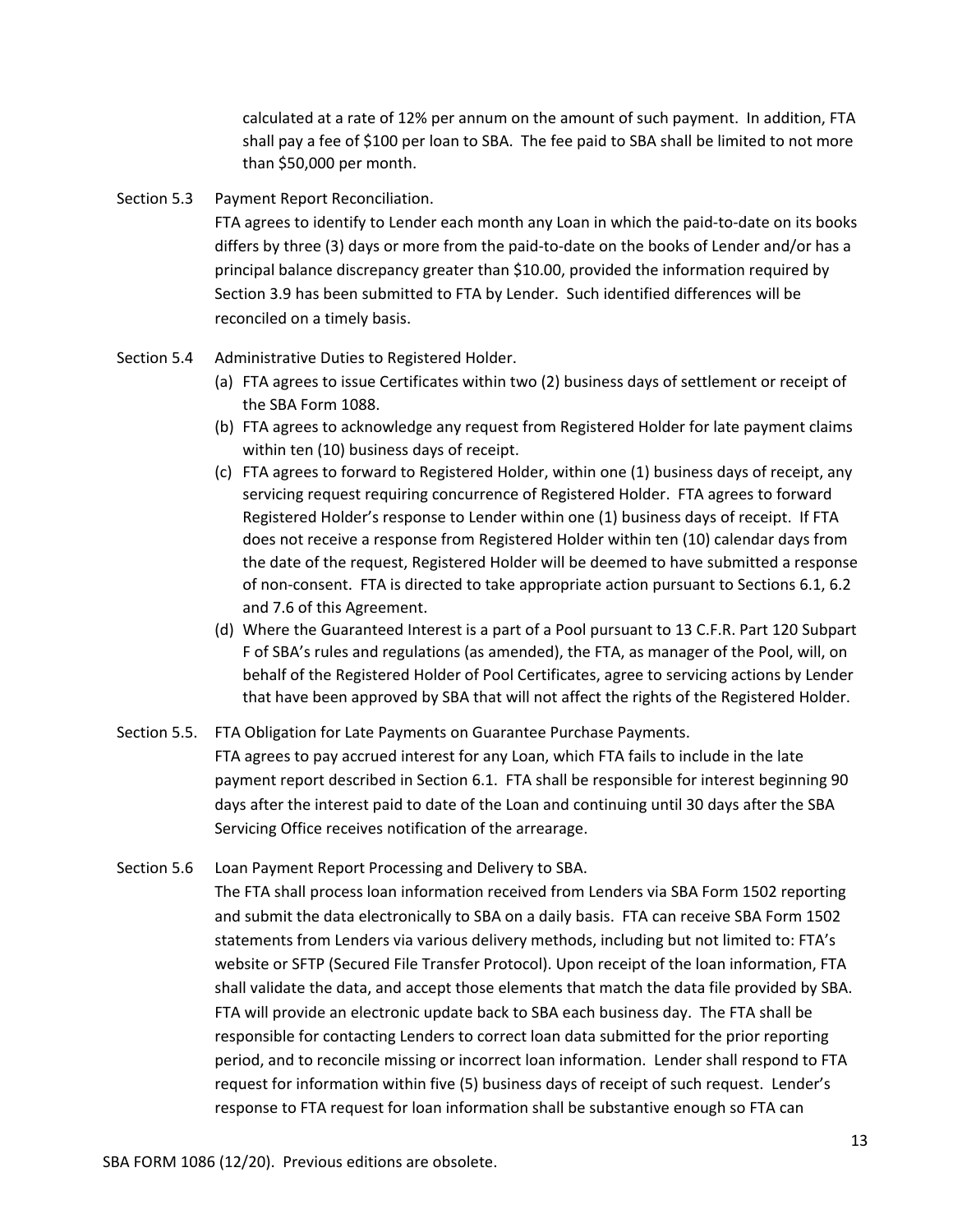calculated at a rate of 12% per annum on the amount of such payment. In addition, FTA shall pay a fee of $100 per loan to SBA. The fee paid to SBA shall be limited to not more than $50,000 per month.

Section 5.3 Payment Report Reconciliation.

FTA agrees to identify to Lender each month any Loan in which the paid-to-date on its books differs by three (3) days or more from the paid-to-date on the books of Lender and/or has a principal balance discrepancy greater than $10.00, provided the information required by Section 3.9 has been submitted to FTA by Lender. Such identified differences will be reconciled on a timely basis.

Section 5.4 Administrative Duties to Registered Holder.

(a) FTA agrees to issue Certificates within two (2) business days of settlement or receipt of the SBA Form 1088.

(b) FTA agrees to acknowledge any request from Registered Holder for late payment claims within ten (10) business days of receipt.

(c) FTA agrees to forward to Registered Holder, within one (1) business days of receipt, any servicing request requiring concurrence of Registered Holder. FTA agrees to forward Registered Holder's response to Lender within one (1) business days of receipt. If FTA does not receive a response from Registered Holder within ten (10) calendar days from the date of the request, Registered Holder will be deemed to have submitted a response of non-consent. FTA is directed to take appropriate action pursuant to Sections 6.1, 6.2 and 7.6 of this Agreement.

(d) Where the Guaranteed Interest is a part of a Pool pursuant to 13 C.F.R. Part 120 Subpart F of SBA's rules and regulations (as amended), the FTA, as manager of the Pool, will, on behalf of the Registered Holder of Pool Certificates, agree to servicing actions by Lender that have been approved by SBA that will not affect the rights of the Registered Holder.

Section 5.5. FTA Obligation for Late Payments on Guarantee Purchase Payments.

FTA agrees to pay accrued interest for any Loan, which FTA fails to include in the late payment report described in Section 6.1. FTA shall be responsible for interest beginning 90 days after the interest paid to date of the Loan and continuing until 30 days after the SBA Servicing Office receives notification of the arrearage.

Section 5.6 Loan Payment Report Processing and Delivery to SBA.

The FTA shall process loan information received from Lenders via SBA Form 1502 reporting and submit the data electronically to SBA on a daily basis. FTA can receive SBA Form 1502 statements from Lenders via various delivery methods, including but not limited to: FTA's website or SFTP (Secured File Transfer Protocol). Upon receipt of the loan information, FTA shall validate the data, and accept those elements that match the data file provided by SBA. FTA will provide an electronic update back to SBA each business day. The FTA shall be responsible for contacting Lenders to correct loan data submitted for the prior reporting period, and to reconcile missing or incorrect loan information. Lender shall respond to FTA request for information within five (5) business days of receipt of such request. Lender's response to FTA request for loan information shall be substantive enough so FTA can

SBA FORM 1086 (12/20). Previous editions are obsolete.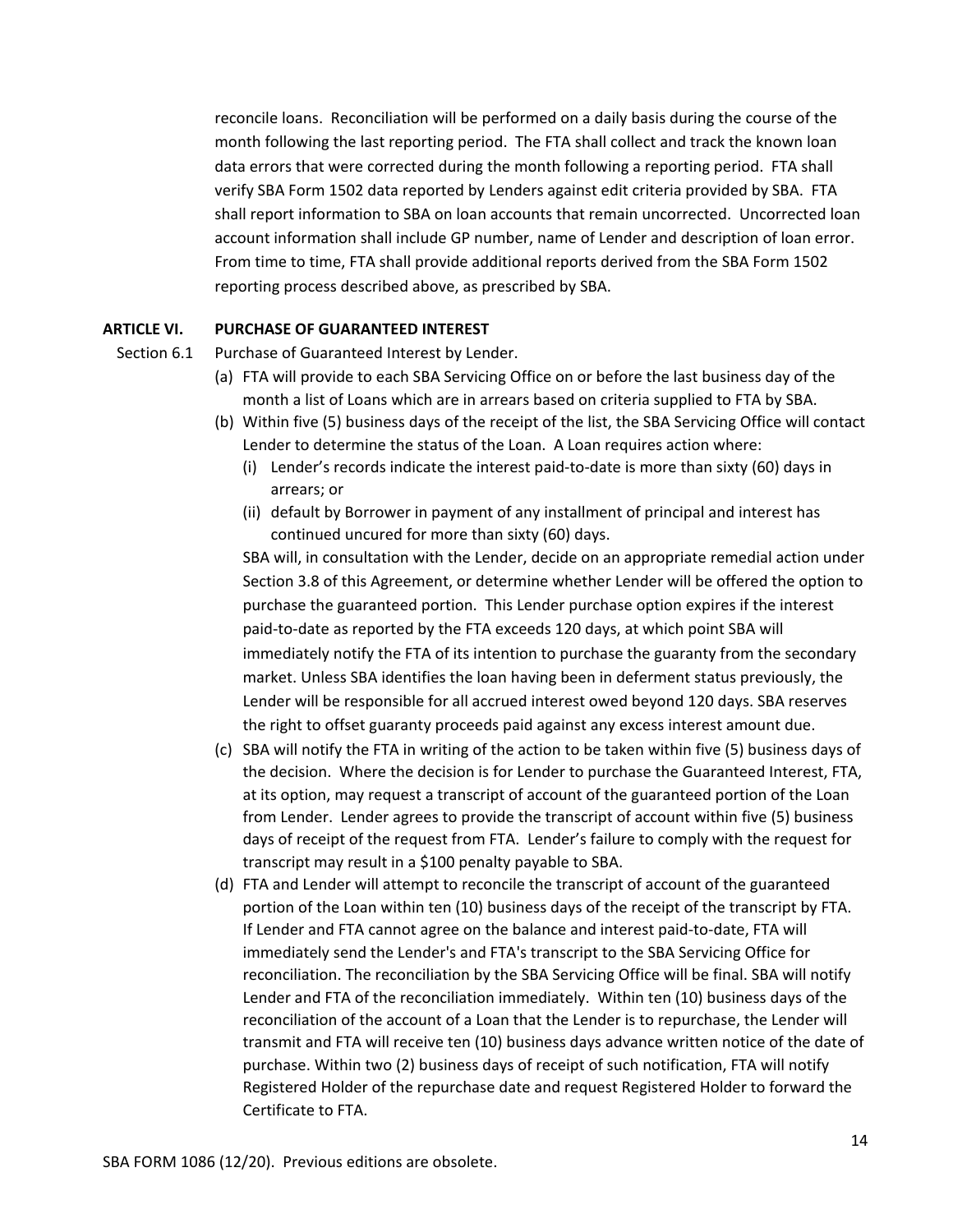reconcile loans. Reconciliation will be performed on a daily basis during the course of the month following the last reporting period. The FTA shall collect and track the known loan data errors that were corrected during the month following a reporting period. FTA shall verify SBA Form 1502 data reported by Lenders against edit criteria provided by SBA. FTA shall report information to SBA on loan accounts that remain uncorrected. Uncorrected loan account information shall include GP number, name of Lender and description of loan error. From time to time, FTA shall provide additional reports derived from the SBA Form 1502 reporting process described above, as prescribed by SBA.

**ARTICLE VI. PURCHASE OF GUARANTEED INTEREST**

Section 6.1 Purchase of Guaranteed Interest by Lender.

(a) FTA will provide to each SBA Servicing Office on or before the last business day of the month a list of Loans which are in arrears based on criteria supplied to FTA by SBA.

(b) Within five (5) business days of the receipt of the list, the SBA Servicing Office will contact Lender to determine the status of the Loan. A Loan requires action where:

   (i) Lender's records indicate the interest paid-to-date is more than sixty (60) days in arrears; or

   (ii) default by Borrower in payment of any installment of principal and interest has continued uncured for more than sixty (60) days.

   SBA will, in consultation with the Lender, decide on an appropriate remedial action under Section 3.8 of this Agreement, or determine whether Lender will be offered the option to purchase the guaranteed portion. This Lender purchase option expires if the interest paid-to-date as reported by the FTA exceeds 120 days, at which point SBA will immediately notify the FTA of its intention to purchase the guaranty from the secondary market. Unless SBA identifies the loan having been in deferment status previously, the Lender will be responsible for all accrued interest owed beyond 120 days. SBA reserves the right to offset guaranty proceeds paid against any excess interest amount due.

(c) SBA will notify the FTA in writing of the action to be taken within five (5) business days of the decision. Where the decision is for Lender to purchase the Guaranteed Interest, FTA, at its option, may request a transcript of account of the guaranteed portion of the Loan from Lender. Lender agrees to provide the transcript of account within five (5) business days of receipt of the request from FTA. Lender's failure to comply with the request for transcript may result in a $100 penalty payable to SBA.

(d) FTA and Lender will attempt to reconcile the transcript of account of the guaranteed portion of the Loan within ten (10) business days of the receipt of the transcript by FTA. If Lender and FTA cannot agree on the balance and interest paid-to-date, FTA will immediately send the Lender's and FTA's transcript to the SBA Servicing Office for reconciliation. The reconciliation by the SBA Servicing Office will be final. SBA will notify Lender and FTA of the reconciliation immediately. Within ten (10) business days of the reconciliation of the account of a Loan that the Lender is to repurchase, the Lender will transmit and FTA will receive ten (10) business days advance written notice of the date of purchase. Within two (2) business days of receipt of such notification, FTA will notify Registered Holder of the repurchase date and request Registered Holder to forward the Certificate to FTA.

SBA FORM 1086 (12/20). Previous editions are obsolete.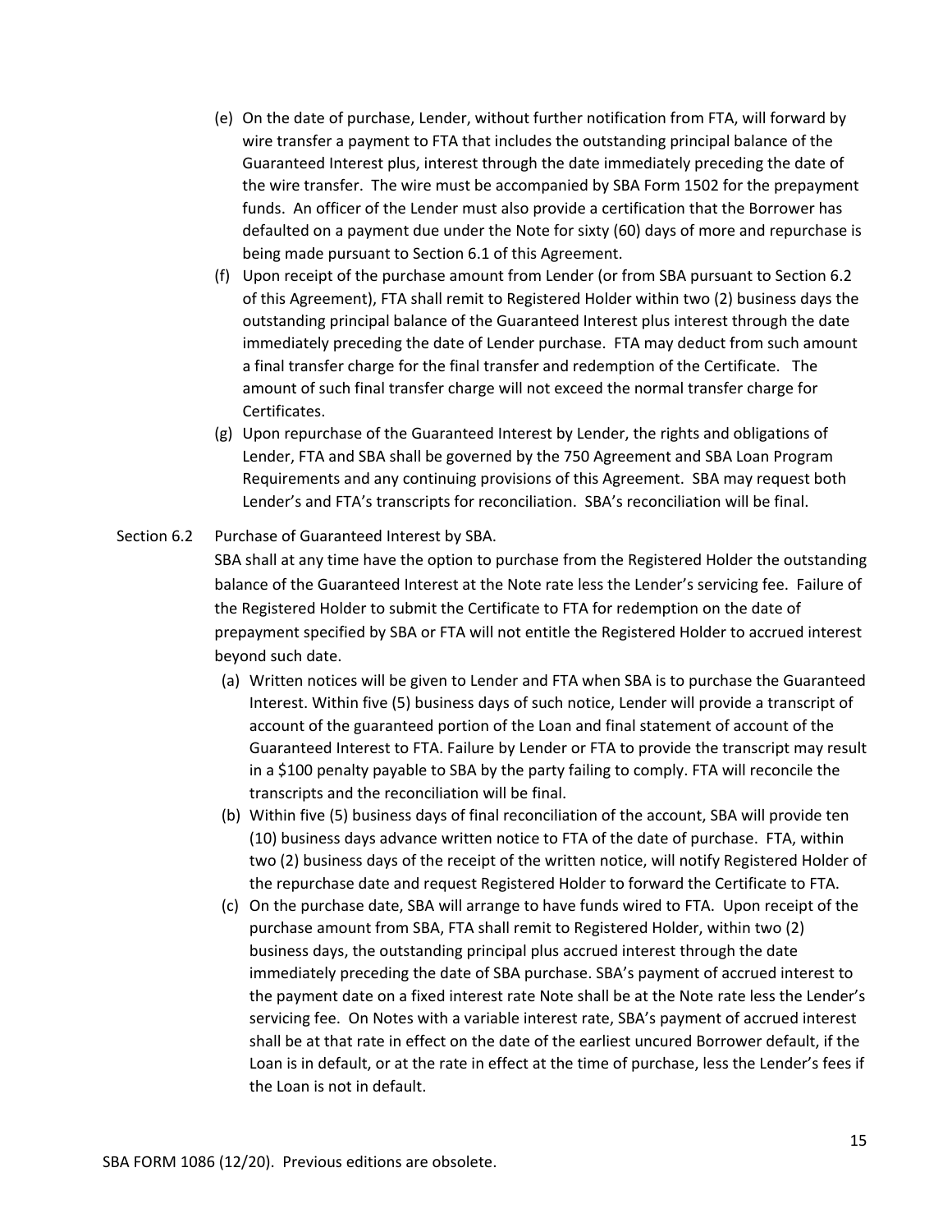(e) On the date of purchase, Lender, without further notification from FTA, will forward by wire transfer a payment to FTA that includes the outstanding principal balance of the Guaranteed Interest plus, interest through the date immediately preceding the date of the wire transfer. The wire must be accompanied by SBA Form 1502 for the prepayment funds. An officer of the Lender must also provide a certification that the Borrower has defaulted on a payment due under the Note for sixty (60) days of more and repurchase is being made pursuant to Section 6.1 of this Agreement.

(f) Upon receipt of the purchase amount from Lender (or from SBA pursuant to Section 6.2 of this Agreement), FTA shall remit to Registered Holder within two (2) business days the outstanding principal balance of the Guaranteed Interest plus interest through the date immediately preceding the date of Lender purchase. FTA may deduct from such amount a final transfer charge for the final transfer and redemption of the Certificate. The amount of such final transfer charge will not exceed the normal transfer charge for Certificates.

(g) Upon repurchase of the Guaranteed Interest by Lender, the rights and obligations of Lender, FTA and SBA shall be governed by the 750 Agreement and SBA Loan Program Requirements and any continuing provisions of this Agreement. SBA may request both Lender's and FTA's transcripts for reconciliation. SBA's reconciliation will be final.

Section 6.2 Purchase of Guaranteed Interest by SBA.

SBA shall at any time have the option to purchase from the Registered Holder the outstanding balance of the Guaranteed Interest at the Note rate less the Lender's servicing fee. Failure of the Registered Holder to submit the Certificate to FTA for redemption on the date of prepayment specified by SBA or FTA will not entitle the Registered Holder to accrued interest beyond such date.

(a) Written notices will be given to Lender and FTA when SBA is to purchase the Guaranteed Interest. Within five (5) business days of such notice, Lender will provide a transcript of account of the guaranteed portion of the Loan and final statement of account of the Guaranteed Interest to FTA. Failure by Lender or FTA to provide the transcript may result in a $100 penalty payable to SBA by the party failing to comply. FTA will reconcile the transcripts and the reconciliation will be final.

(b) Within five (5) business days of final reconciliation of the account, SBA will provide ten (10) business days advance written notice to FTA of the date of purchase. FTA, within two (2) business days of the receipt of the written notice, will notify Registered Holder of the repurchase date and request Registered Holder to forward the Certificate to FTA.

(c) On the purchase date, SBA will arrange to have funds wired to FTA. Upon receipt of the purchase amount from SBA, FTA shall remit to Registered Holder, within two (2) business days, the outstanding principal plus accrued interest through the date immediately preceding the date of SBA purchase. SBA's payment of accrued interest to the payment date on a fixed interest rate Note shall be at the Note rate less the Lender's servicing fee. On Notes with a variable interest rate, SBA's payment of accrued interest shall be at that rate in effect on the date of the earliest uncured Borrower default, if the Loan is in default, or at the rate in effect at the time of purchase, less the Lender's fees if the Loan is not in default.

SBA FORM 1086 (12/20). Previous editions are obsolete.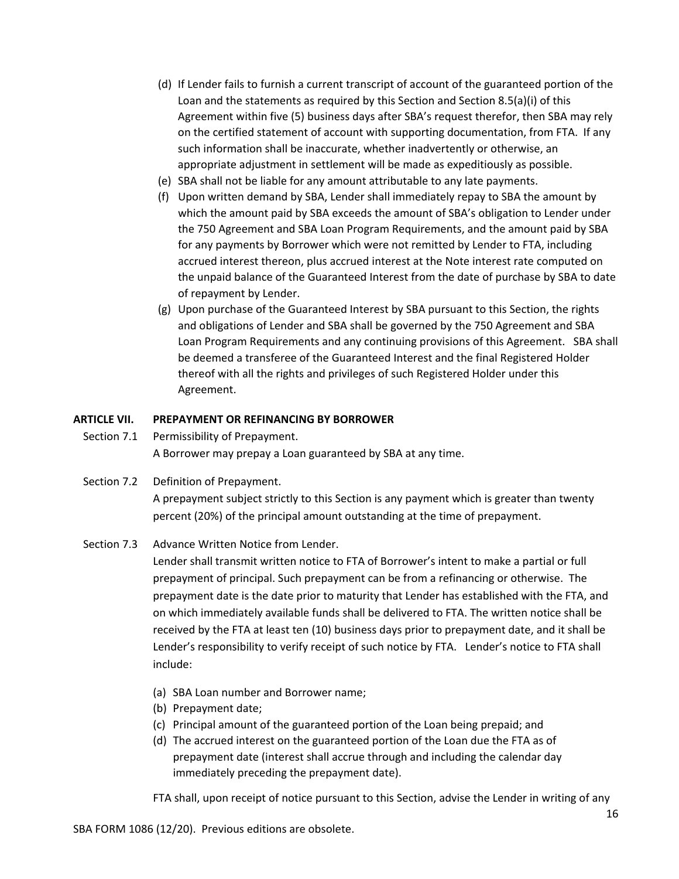(d) If Lender fails to furnish a current transcript of account of the guaranteed portion of the Loan and the statements as required by this Section and Section 8.5(a)(i) of this Agreement within five (5) business days after SBA's request therefor, then SBA may rely on the certified statement of account with supporting documentation, from FTA. If any such information shall be inaccurate, whether inadvertently or otherwise, an appropriate adjustment in settlement will be made as expeditiously as possible.

(e) SBA shall not be liable for any amount attributable to any late payments.

(f) Upon written demand by SBA, Lender shall immediately repay to SBA the amount by which the amount paid by SBA exceeds the amount of SBA's obligation to Lender under the 750 Agreement and SBA Loan Program Requirements, and the amount paid by SBA for any payments by Borrower which were not remitted by Lender to FTA, including accrued interest thereon, plus accrued interest at the Note interest rate computed on the unpaid balance of the Guaranteed Interest from the date of purchase by SBA to date of repayment by Lender.

(g) Upon purchase of the Guaranteed Interest by SBA pursuant to this Section, the rights and obligations of Lender and SBA shall be governed by the 750 Agreement and SBA Loan Program Requirements and any continuing provisions of this Agreement. SBA shall be deemed a transferee of the Guaranteed Interest and the final Registered Holder thereof with all the rights and privileges of such Registered Holder under this Agreement.

## ARTICLE VII. PREPAYMENT OR REFINANCING BY BORROWER

Section 7.1 Permissibility of Prepayment.

A Borrower may prepay a Loan guaranteed by SBA at any time.

Section 7.2 Definition of Prepayment.

A prepayment subject strictly to this Section is any payment which is greater than twenty percent (20%) of the principal amount outstanding at the time of prepayment.

Section 7.3 Advance Written Notice from Lender.

Lender shall transmit written notice to FTA of Borrower's intent to make a partial or full prepayment of principal. Such prepayment can be from a refinancing or otherwise. The prepayment date is the date prior to maturity that Lender has established with the FTA, and on which immediately available funds shall be delivered to FTA. The written notice shall be received by the FTA at least ten (10) business days prior to prepayment date, and it shall be Lender's responsibility to verify receipt of such notice by FTA. Lender's notice to FTA shall include:

(a) SBA Loan number and Borrower name;

(b) Prepayment date;

(c) Principal amount of the guaranteed portion of the Loan being prepaid; and

(d) The accrued interest on the guaranteed portion of the Loan due the FTA as of prepayment date (interest shall accrue through and including the calendar day immediately preceding the prepayment date).

FTA shall, upon receipt of notice pursuant to this Section, advise the Lender in writing of any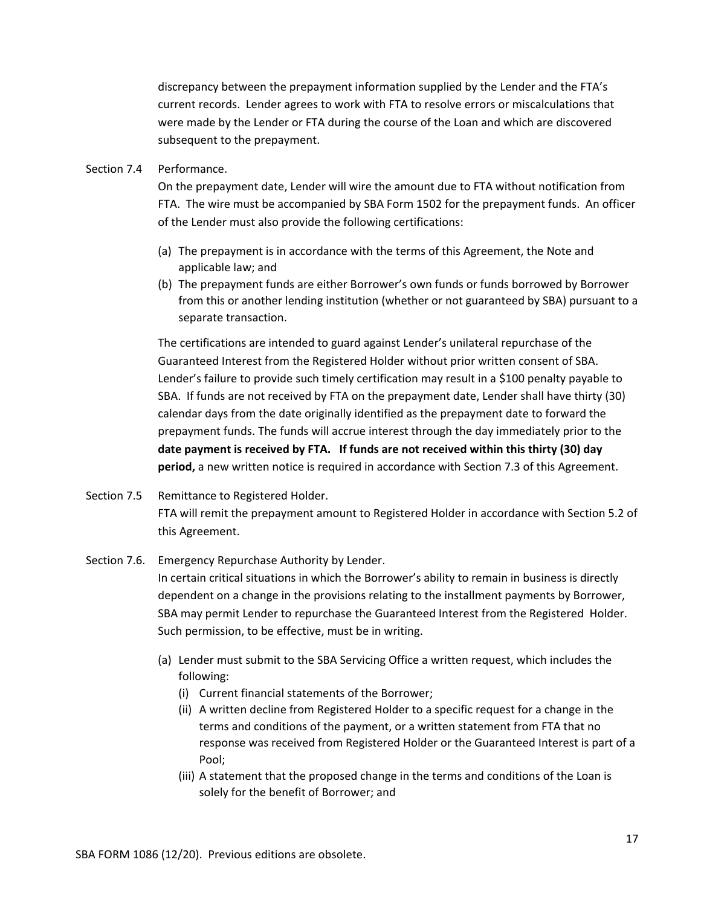discrepancy between the prepayment information supplied by the Lender and the FTA's current records. Lender agrees to work with FTA to resolve errors or miscalculations that were made by the Lender or FTA during the course of the Loan and which are discovered subsequent to the prepayment.

Section 7.4 Performance.

On the prepayment date, Lender will wire the amount due to FTA without notification from FTA. The wire must be accompanied by SBA Form 1502 for the prepayment funds. An officer of the Lender must also provide the following certifications:

(a) The prepayment is in accordance with the terms of this Agreement, the Note and applicable law; and
(b) The prepayment funds are either Borrower's own funds or funds borrowed by Borrower from this or another lending institution (whether or not guaranteed by SBA) pursuant to a separate transaction.

The certifications are intended to guard against Lender's unilateral repurchase of the Guaranteed Interest from the Registered Holder without prior written consent of SBA. Lender's failure to provide such timely certification may result in a $100 penalty payable to SBA. If funds are not received by FTA on the prepayment date, Lender shall have thirty (30) calendar days from the date originally identified as the prepayment date to forward the prepayment funds. The funds will accrue interest through the day immediately prior to the **date payment is received by FTA. If funds are not received within this thirty (30) day period,** a new written notice is required in accordance with Section 7.3 of this Agreement.

Section 7.5 Remittance to Registered Holder.

FTA will remit the prepayment amount to Registered Holder in accordance with Section 5.2 of this Agreement.

Section 7.6. Emergency Repurchase Authority by Lender.

In certain critical situations in which the Borrower's ability to remain in business is directly dependent on a change in the provisions relating to the installment payments by Borrower, SBA may permit Lender to repurchase the Guaranteed Interest from the Registered Holder. Such permission, to be effective, must be in writing.

(a) Lender must submit to the SBA Servicing Office a written request, which includes the following:
    (i) Current financial statements of the Borrower;
    (ii) A written decline from Registered Holder to a specific request for a change in the terms and conditions of the payment, or a written statement from FTA that no response was received from Registered Holder or the Guaranteed Interest is part of a Pool;
    (iii) A statement that the proposed change in the terms and conditions of the Loan is solely for the benefit of Borrower; and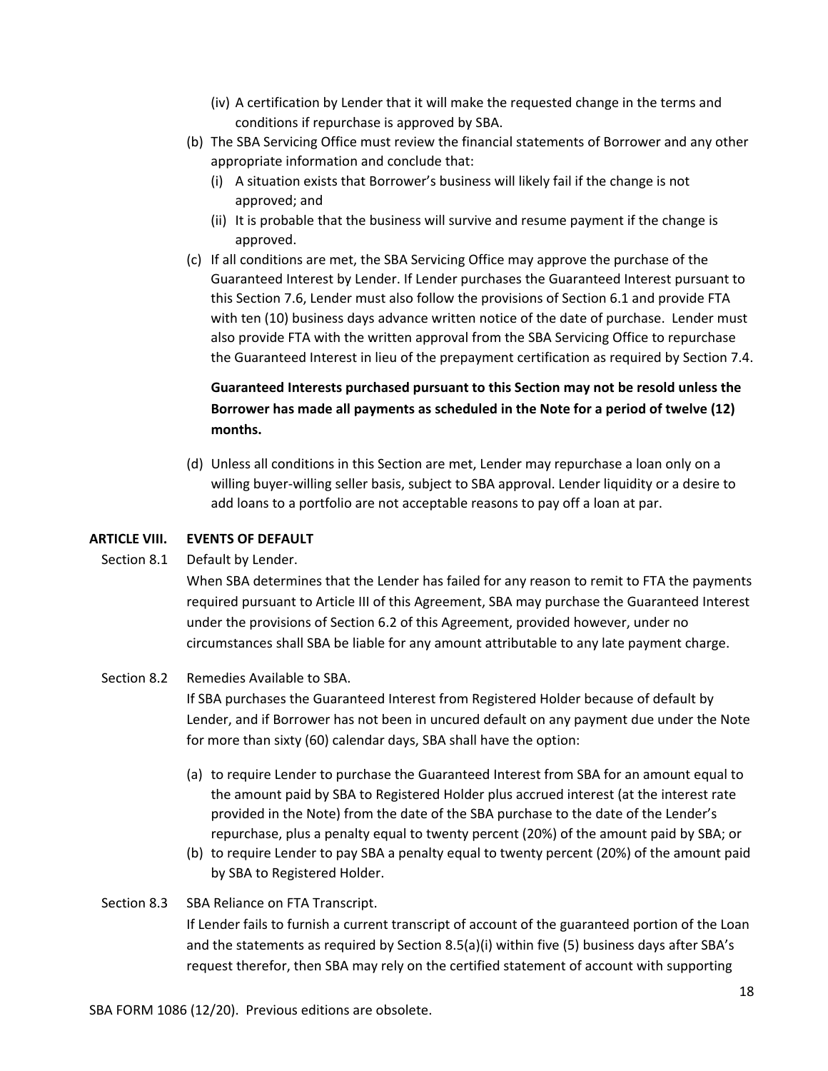(iv) A certification by Lender that it will make the requested change in the terms and conditions if repurchase is approved by SBA.

(b) The SBA Servicing Office must review the financial statements of Borrower and any other appropriate information and conclude that:

(i) A situation exists that Borrower's business will likely fail if the change is not approved; and

(ii) It is probable that the business will survive and resume payment if the change is approved.

(c) If all conditions are met, the SBA Servicing Office may approve the purchase of the Guaranteed Interest by Lender. If Lender purchases the Guaranteed Interest pursuant to this Section 7.6, Lender must also follow the provisions of Section 6.1 and provide FTA with ten (10) business days advance written notice of the date of purchase. Lender must also provide FTA with the written approval from the SBA Servicing Office to repurchase the Guaranteed Interest in lieu of the prepayment certification as required by Section 7.4.

**Guaranteed Interests purchased pursuant to this Section may not be resold unless the Borrower has made all payments as scheduled in the Note for a period of twelve (12) months.**

(d) Unless all conditions in this Section are met, Lender may repurchase a loan only on a willing buyer-willing seller basis, subject to SBA approval. Lender liquidity or a desire to add loans to a portfolio are not acceptable reasons to pay off a loan at par.

## ARTICLE VIII. EVENTS OF DEFAULT

Section 8.1 Default by Lender.

When SBA determines that the Lender has failed for any reason to remit to FTA the payments required pursuant to Article III of this Agreement, SBA may purchase the Guaranteed Interest under the provisions of Section 6.2 of this Agreement, provided however, under no circumstances shall SBA be liable for any amount attributable to any late payment charge.

Section 8.2 Remedies Available to SBA.

If SBA purchases the Guaranteed Interest from Registered Holder because of default by Lender, and if Borrower has not been in uncured default on any payment due under the Note for more than sixty (60) calendar days, SBA shall have the option:

(a) to require Lender to purchase the Guaranteed Interest from SBA for an amount equal to the amount paid by SBA to Registered Holder plus accrued interest (at the interest rate provided in the Note) from the date of the SBA purchase to the date of the Lender's repurchase, plus a penalty equal to twenty percent (20%) of the amount paid by SBA; or

(b) to require Lender to pay SBA a penalty equal to twenty percent (20%) of the amount paid by SBA to Registered Holder.

Section 8.3 SBA Reliance on FTA Transcript.

If Lender fails to furnish a current transcript of account of the guaranteed portion of the Loan and the statements as required by Section 8.5(a)(i) within five (5) business days after SBA's request therefor, then SBA may rely on the certified statement of account with supporting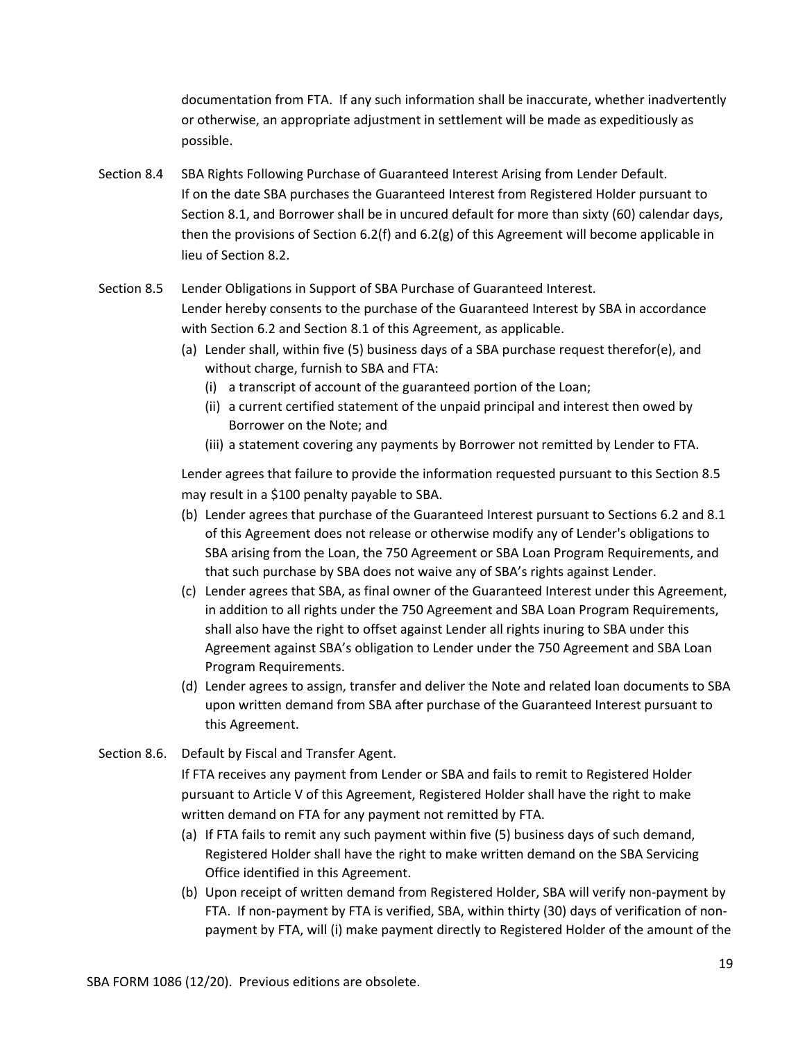documentation from FTA. If any such information shall be inaccurate, whether inadvertently or otherwise, an appropriate adjustment in settlement will be made as expeditiously as possible.

Section 8.4 SBA Rights Following Purchase of Guaranteed Interest Arising from Lender Default.
If on the date SBA purchases the Guaranteed Interest from Registered Holder pursuant to Section 8.1, and Borrower shall be in uncured default for more than sixty (60) calendar days, then the provisions of Section 6.2(f) and 6.2(g) of this Agreement will become applicable in lieu of Section 8.2.

Section 8.5 Lender Obligations in Support of SBA Purchase of Guaranteed Interest.
Lender hereby consents to the purchase of the Guaranteed Interest by SBA in accordance with Section 6.2 and Section 8.1 of this Agreement, as applicable.

(a) Lender shall, within five (5) business days of a SBA purchase request therefor(e), and without charge, furnish to SBA and FTA:
  (i) a transcript of account of the guaranteed portion of the Loan;
  (ii) a current certified statement of the unpaid principal and interest then owed by Borrower on the Note; and
  (iii) a statement covering any payments by Borrower not remitted by Lender to FTA.

Lender agrees that failure to provide the information requested pursuant to this Section 8.5 may result in a $100 penalty payable to SBA.

(b) Lender agrees that purchase of the Guaranteed Interest pursuant to Sections 6.2 and 8.1 of this Agreement does not release or otherwise modify any of Lender's obligations to SBA arising from the Loan, the 750 Agreement or SBA Loan Program Requirements, and that such purchase by SBA does not waive any of SBA's rights against Lender.
(c) Lender agrees that SBA, as final owner of the Guaranteed Interest under this Agreement, in addition to all rights under the 750 Agreement and SBA Loan Program Requirements, shall also have the right to offset against Lender all rights inuring to SBA under this Agreement against SBA's obligation to Lender under the 750 Agreement and SBA Loan Program Requirements.
(d) Lender agrees to assign, transfer and deliver the Note and related loan documents to SBA upon written demand from SBA after purchase of the Guaranteed Interest pursuant to this Agreement.

Section 8.6. Default by Fiscal and Transfer Agent.
If FTA receives any payment from Lender or SBA and fails to remit to Registered Holder pursuant to Article V of this Agreement, Registered Holder shall have the right to make written demand on FTA for any payment not remitted by FTA.

(a) If FTA fails to remit any such payment within five (5) business days of such demand, Registered Holder shall have the right to make written demand on the SBA Servicing Office identified in this Agreement.
(b) Upon receipt of written demand from Registered Holder, SBA will verify non-payment by FTA. If non-payment by FTA is verified, SBA, within thirty (30) days of verification of non-payment by FTA, will (i) make payment directly to Registered Holder of the amount of the

SBA FORM 1086 (12/20). Previous editions are obsolete.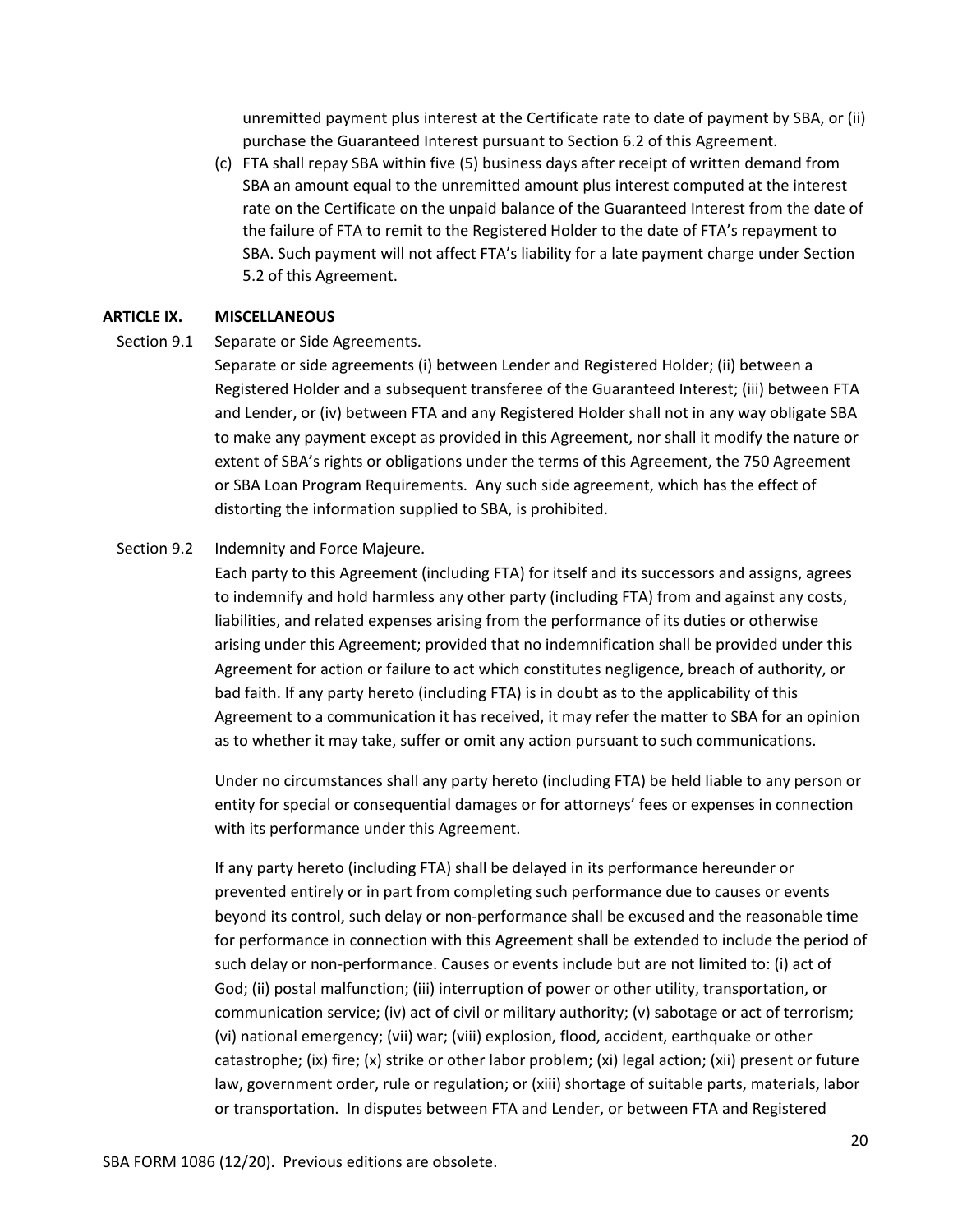unremitted payment plus interest at the Certificate rate to date of payment by SBA, or (ii) purchase the Guaranteed Interest pursuant to Section 6.2 of this Agreement.

(c) FTA shall repay SBA within five (5) business days after receipt of written demand from SBA an amount equal to the unremitted amount plus interest computed at the interest rate on the Certificate on the unpaid balance of the Guaranteed Interest from the date of the failure of FTA to remit to the Registered Holder to the date of FTA's repayment to SBA. Such payment will not affect FTA's liability for a late payment charge under Section 5.2 of this Agreement.

## ARTICLE IX. MISCELLANEOUS

Section 9.1 Separate or Side Agreements.

Separate or side agreements (i) between Lender and Registered Holder; (ii) between a Registered Holder and a subsequent transferee of the Guaranteed Interest; (iii) between FTA and Lender, or (iv) between FTA and any Registered Holder shall not in any way obligate SBA to make any payment except as provided in this Agreement, nor shall it modify the nature or extent of SBA's rights or obligations under the terms of this Agreement, the 750 Agreement or SBA Loan Program Requirements. Any such side agreement, which has the effect of distorting the information supplied to SBA, is prohibited.

Section 9.2 Indemnity and Force Majeure.

Each party to this Agreement (including FTA) for itself and its successors and assigns, agrees to indemnify and hold harmless any other party (including FTA) from and against any costs, liabilities, and related expenses arising from the performance of its duties or otherwise arising under this Agreement; provided that no indemnification shall be provided under this Agreement for action or failure to act which constitutes negligence, breach of authority, or bad faith. If any party hereto (including FTA) is in doubt as to the applicability of this Agreement to a communication it has received, it may refer the matter to SBA for an opinion as to whether it may take, suffer or omit any action pursuant to such communications.

Under no circumstances shall any party hereto (including FTA) be held liable to any person or entity for special or consequential damages or for attorneys' fees or expenses in connection with its performance under this Agreement.

If any party hereto (including FTA) shall be delayed in its performance hereunder or prevented entirely or in part from completing such performance due to causes or events beyond its control, such delay or non-performance shall be excused and the reasonable time for performance in connection with this Agreement shall be extended to include the period of such delay or non-performance. Causes or events include but are not limited to: (i) act of God; (ii) postal malfunction; (iii) interruption of power or other utility, transportation, or communication service; (iv) act of civil or military authority; (v) sabotage or act of terrorism; (vi) national emergency; (vii) war; (viii) explosion, flood, accident, earthquake or other catastrophe; (ix) fire; (x) strike or other labor problem; (xi) legal action; (xii) present or future law, government order, rule or regulation; or (xiii) shortage of suitable parts, materials, labor or transportation. In disputes between FTA and Lender, or between FTA and Registered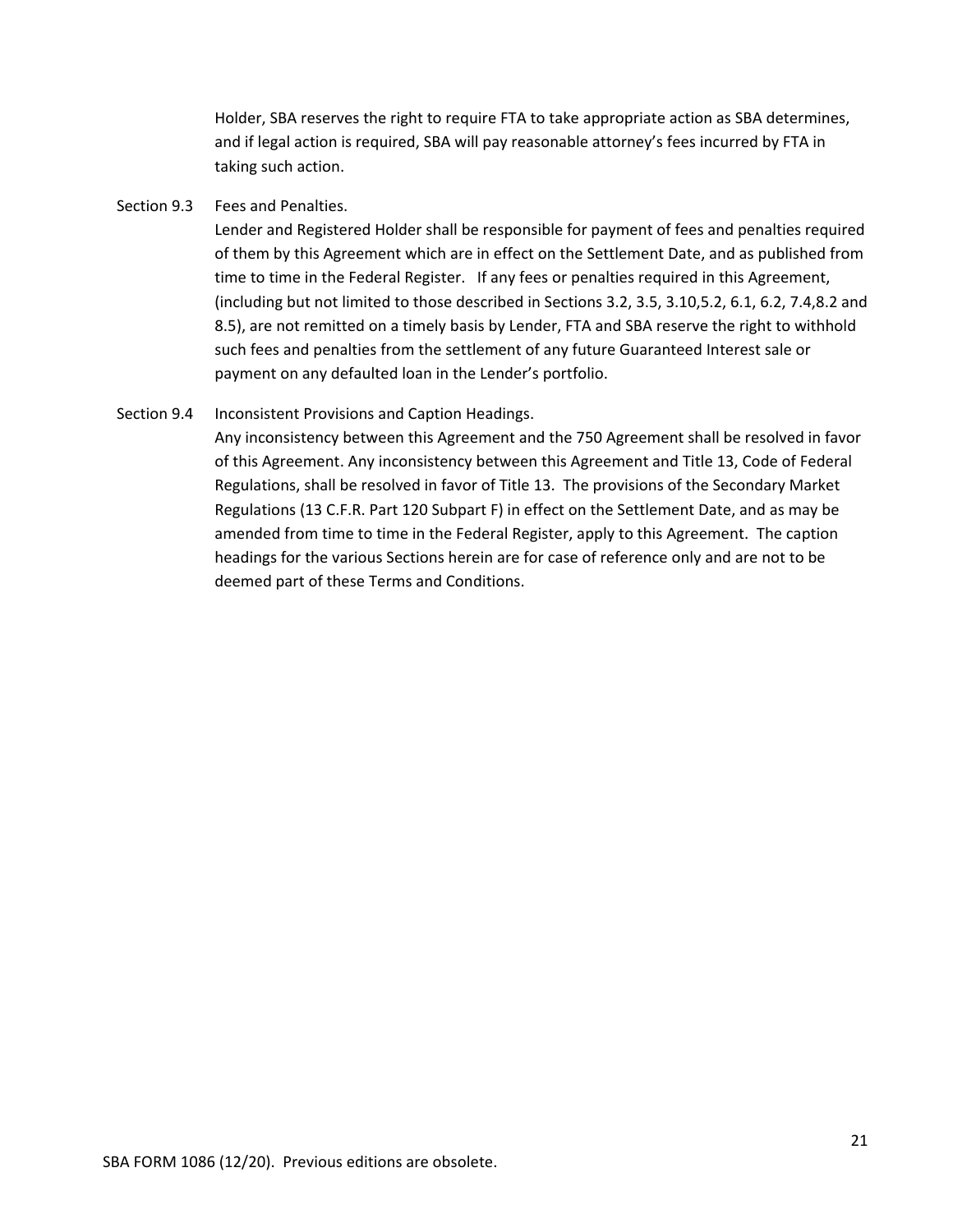Holder, SBA reserves the right to require FTA to take appropriate action as SBA determines, and if legal action is required, SBA will pay reasonable attorney's fees incurred by FTA in taking such action.

Section 9.3 Fees and Penalties.

Lender and Registered Holder shall be responsible for payment of fees and penalties required of them by this Agreement which are in effect on the Settlement Date, and as published from time to time in the Federal Register. If any fees or penalties required in this Agreement, (including but not limited to those described in Sections 3.2, 3.5, 3.10,5.2, 6.1, 6.2, 7.4,8.2 and 8.5), are not remitted on a timely basis by Lender, FTA and SBA reserve the right to withhold such fees and penalties from the settlement of any future Guaranteed Interest sale or payment on any defaulted loan in the Lender's portfolio.

Section 9.4 Inconsistent Provisions and Caption Headings.

Any inconsistency between this Agreement and the 750 Agreement shall be resolved in favor of this Agreement. Any inconsistency between this Agreement and Title 13, Code of Federal Regulations, shall be resolved in favor of Title 13. The provisions of the Secondary Market Regulations (13 C.F.R. Part 120 Subpart F) in effect on the Settlement Date, and as may be amended from time to time in the Federal Register, apply to this Agreement. The caption headings for the various Sections herein are for case of reference only and are not to be deemed part of these Terms and Conditions.

SBA FORM 1086 (12/20). Previous editions are obsolete.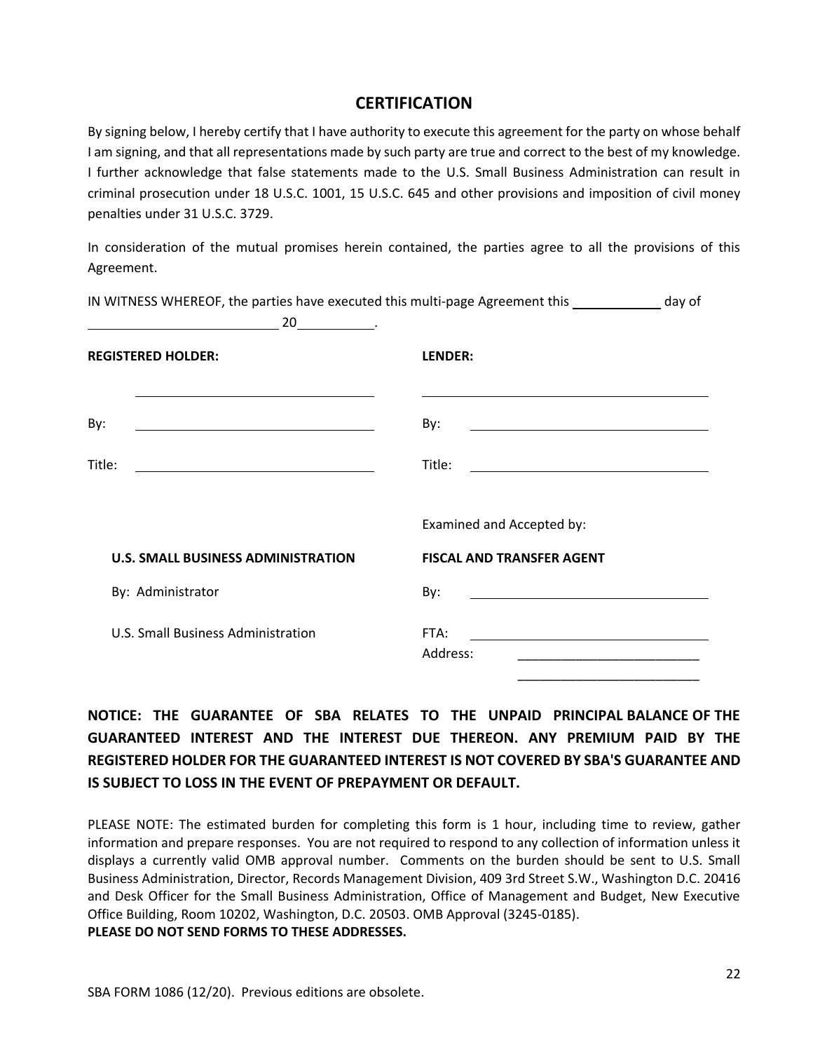## CERTIFICATION

By signing below, I hereby certify that I have authority to execute this agreement for the party on whose behalf I am signing, and that all representations made by such party are true and correct to the best of my knowledge. I further acknowledge that false statements made to the U.S. Small Business Administration can result in criminal prosecution under 18 U.S.C. 1001, 15 U.S.C. 645 and other provisions and imposition of civil money penalties under 31 U.S.C. 3729.

In consideration of the mutual promises herein contained, the parties agree to all the provisions of this Agreement.

IN WITNESS WHEREOF, the parties have executed this multi-page Agreement this ____________ day of __________________________ 20__________.

| | |
|---|---|
| **REGISTERED HOLDER:** | **LENDER:** |
| ________________________________ | ________________________________ |
| By: ________________________________ | By: ________________________________ |
| Title: ________________________________ | Title: ________________________________ |
| | Examined and Accepted by: |
| **U.S. SMALL BUSINESS ADMINISTRATION** | **FISCAL AND TRANSFER AGENT** |
| By: Administrator | By: ________________________________ |
| U.S. Small Business Administration | FTA: ________________________________ |
| | Address: __________________________ |
| | __________________________ |

**NOTICE: THE GUARANTEE OF SBA RELATES TO THE UNPAID PRINCIPAL BALANCE OF THE GUARANTEED INTEREST AND THE INTEREST DUE THEREON. ANY PREMIUM PAID BY THE REGISTERED HOLDER FOR THE GUARANTEED INTEREST IS NOT COVERED BY SBA'S GUARANTEE AND IS SUBJECT TO LOSS IN THE EVENT OF PREPAYMENT OR DEFAULT.**

PLEASE NOTE: The estimated burden for completing this form is 1 hour, including time to review, gather information and prepare responses. You are not required to respond to any collection of information unless it displays a currently valid OMB approval number. Comments on the burden should be sent to U.S. Small Business Administration, Director, Records Management Division, 409 3rd Street S.W., Washington D.C. 20416 and Desk Officer for the Small Business Administration, Office of Management and Budget, New Executive Office Building, Room 10202, Washington, D.C. 20503. OMB Approval (3245-0185).
**PLEASE DO NOT SEND FORMS TO THESE ADDRESSES.**

SBA FORM 1086 (12/20). Previous editions are obsolete.